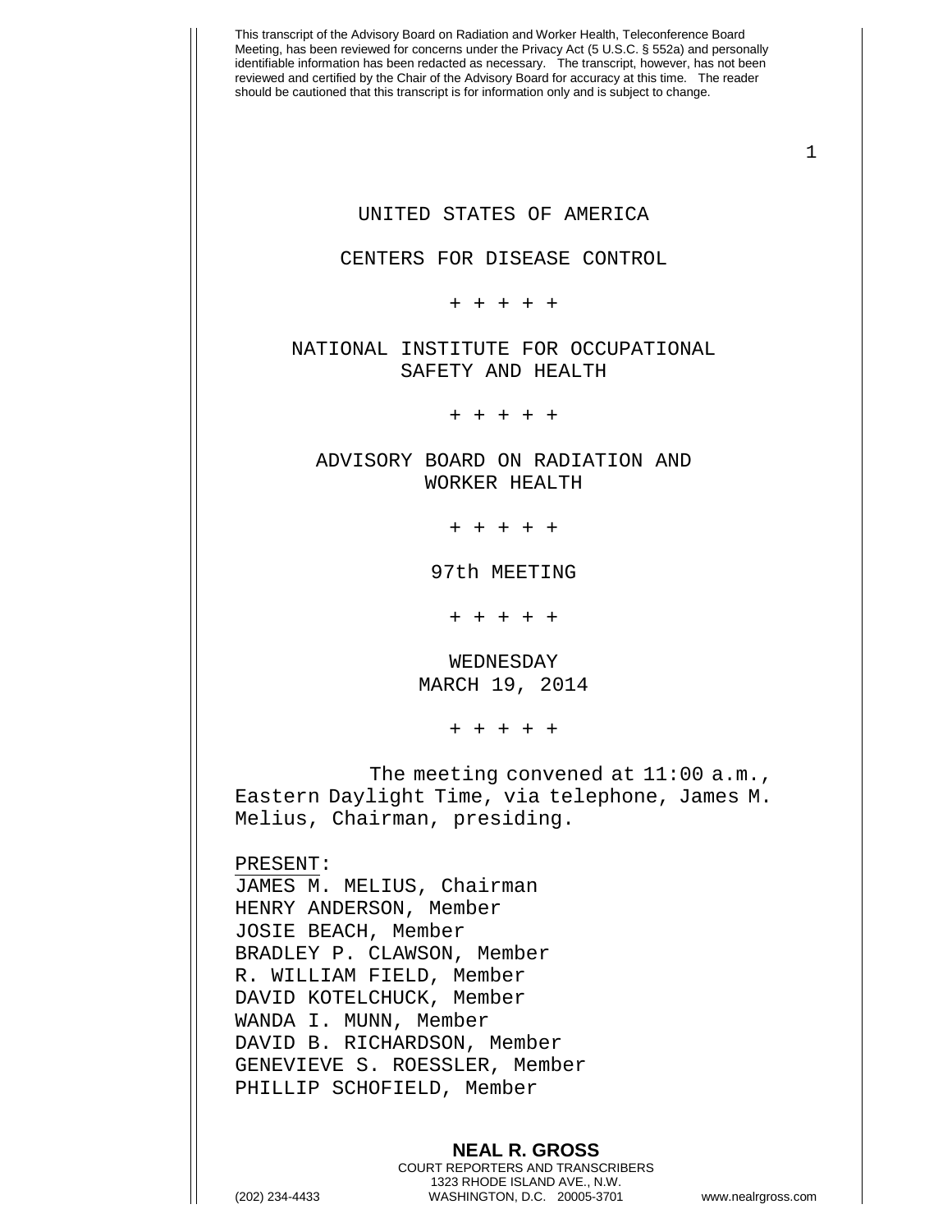This transcript of the Advisory Board on Radiation and Worker Health, Teleconference Board Meeting, has been reviewed for concerns under the Privacy Act (5 U.S.C. § 552a) and personally identifiable information has been redacted as necessary. The transcript, however, has not been reviewed and certified by the Chair of the Advisory Board for accuracy at this time. The reader should be cautioned that this transcript is for information only and is subject to change.

UNITED STATES OF AMERICA

CENTERS FOR DISEASE CONTROL

+ + + + +

NATIONAL INSTITUTE FOR OCCUPATIONAL SAFETY AND HEALTH

+ + + + +

ADVISORY BOARD ON RADIATION AND WORKER HEALTH

+ + + + +

97th MEETING

+ + + + +

WEDNESDAY
MARCH 19, 2014

+ + + + +

The meeting convened at 11:00 a.m., Eastern Daylight Time, via telephone, James M. Melius, Chairman, presiding.

PRESENT:

JAMES M. MELIUS, Chairman
HENRY ANDERSON, Member
JOSIE BEACH, Member
BRADLEY P. CLAWSON, Member
R. WILLIAM FIELD, Member
DAVID KOTELCHUCK, Member
WANDA I. MUNN, Member
DAVID B. RICHARDSON, Member
GENEVIEVE S. ROESSLER, Member
PHILLIP SCHOFIELD, Member

**NEAL R. GROSS**
COURT REPORTERS AND TRANSCRIBERS
1323 RHODE ISLAND AVE., N.W.
(202) 234-4433 WASHINGTON, D.C. 20005-3701 www.nealrgross.com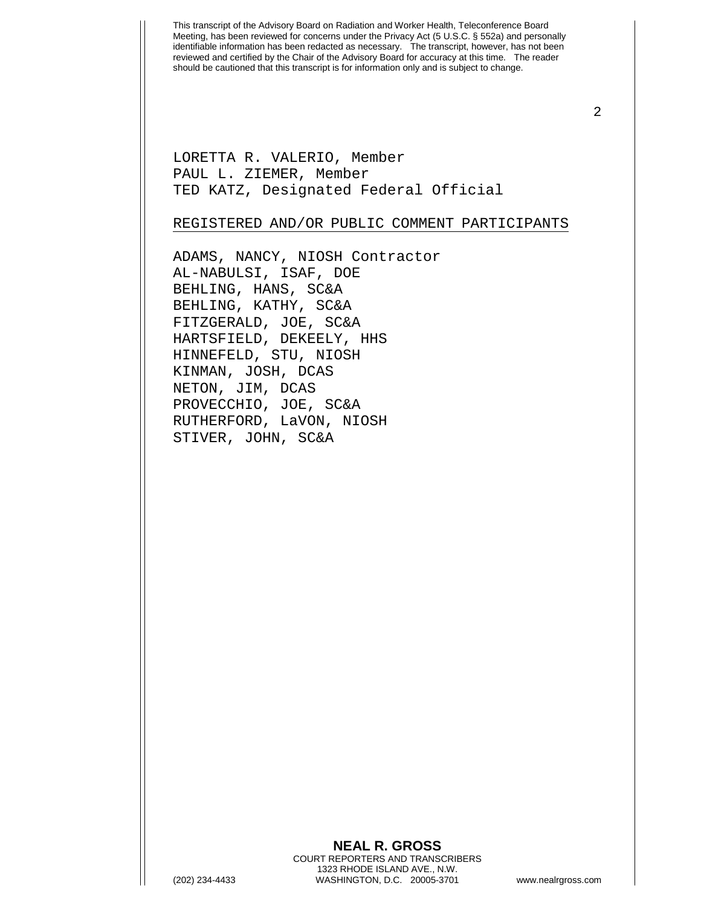LORETTA R. VALERIO, Member
PAUL L. ZIEMER, Member
TED KATZ, Designated Federal Official

REGISTERED AND/OR PUBLIC COMMENT PARTICIPANTS

ADAMS, NANCY, NIOSH Contractor
AL-NABULSI, ISAF, DOE
BEHLING, HANS, SC&A
BEHLING, KATHY, SC&A
FITZGERALD, JOE, SC&A
HARTSFIELD, DEKEELY, HHS
HINNEFELD, STU, NIOSH
KINMAN, JOSH, DCAS
NETON, JIM, DCAS
PROVECCHIO, JOE, SC&A
RUTHERFORD, LaVON, NIOSH
STIVER, JOHN, SC&A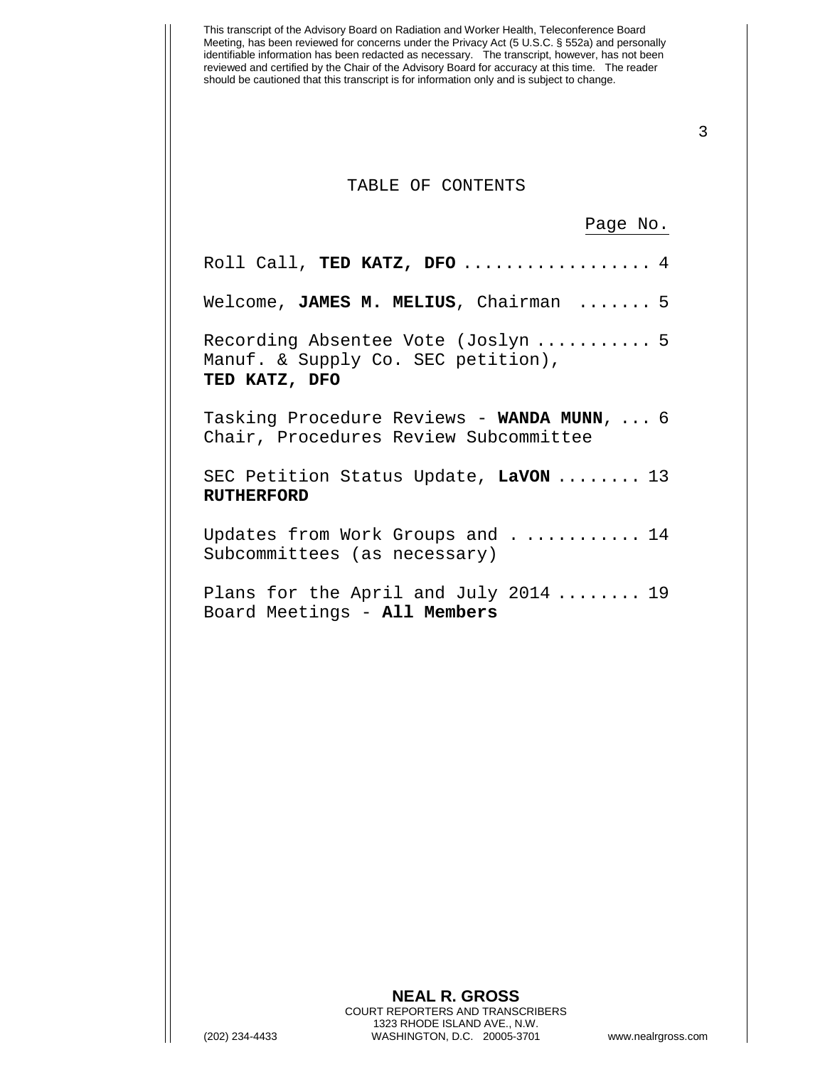# TABLE OF CONTENTS

| | Page No. |
|---|---|
| Roll Call, **TED KATZ, DFO** | 4 |
| Welcome, **JAMES M. MELIUS**, Chairman | 5 |
| Recording Absentee Vote (Joslyn Manuf. & Supply Co. SEC petition), **TED KATZ, DFO** | 5 |
| Tasking Procedure Reviews - **WANDA MUNN**, Chair, Procedures Review Subcommittee | 6 |
| SEC Petition Status Update, **LaVON RUTHERFORD** | 13 |
| Updates from Work Groups and Subcommittees (as necessary) | 14 |
| Plans for the April and July 2014 Board Meetings - **All Members** | 19 |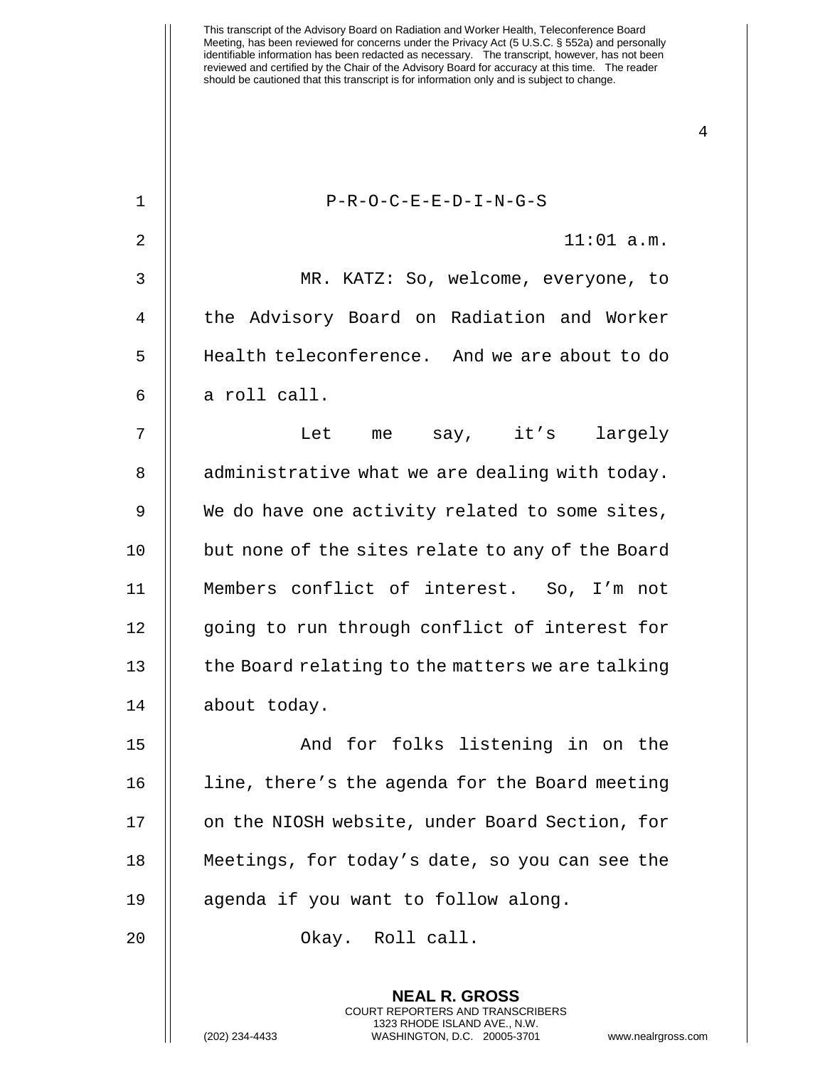P-R-O-C-E-E-D-I-N-G-S

11:01 a.m.

MR. KATZ: So, welcome, everyone, to the Advisory Board on Radiation and Worker Health teleconference. And we are about to do a roll call.

Let me say, it's largely administrative what we are dealing with today. We do have one activity related to some sites, but none of the sites relate to any of the Board Members conflict of interest. So, I'm not going to run through conflict of interest for the Board relating to the matters we are talking about today.

And for folks listening in on the line, there's the agenda for the Board meeting on the NIOSH website, under Board Section, for Meetings, for today's date, so you can see the agenda if you want to follow along.

Okay. Roll call.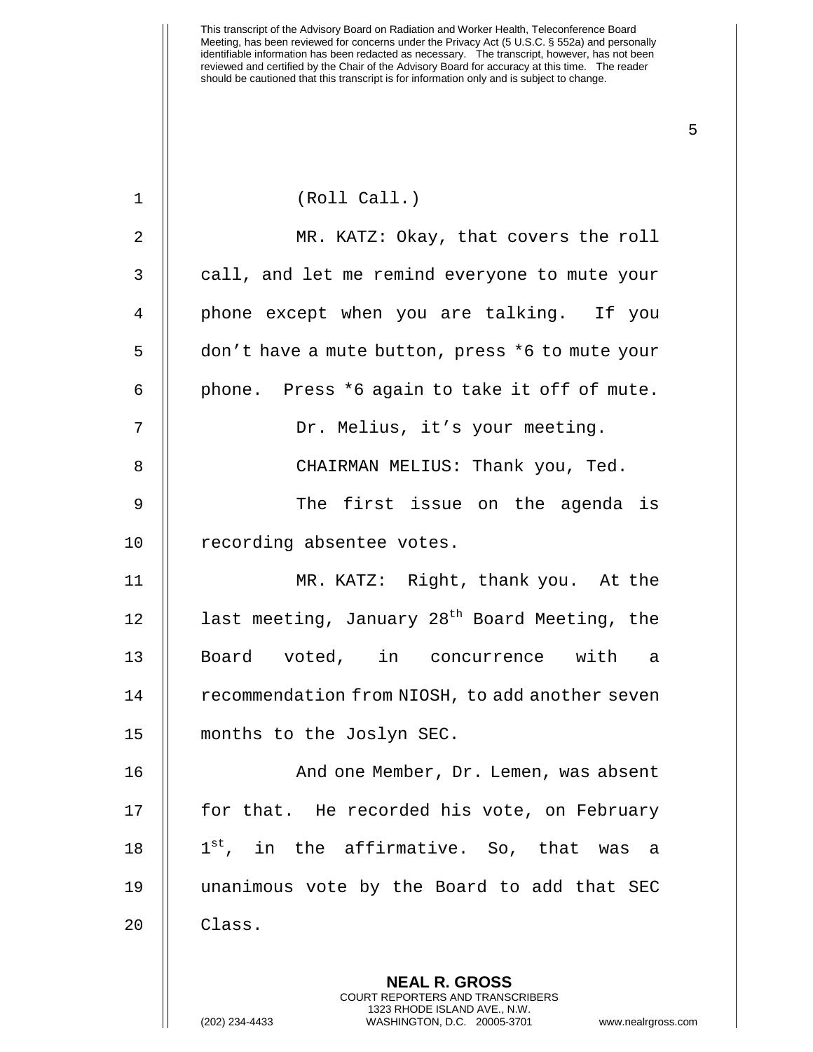(Roll Call.)

MR. KATZ: Okay, that covers the roll call, and let me remind everyone to mute your phone except when you are talking. If you don't have a mute button, press *6 to mute your phone. Press *6 again to take it off of mute.

Dr. Melius, it's your meeting.

CHAIRMAN MELIUS: Thank you, Ted.

The first issue on the agenda is recording absentee votes.

MR. KATZ: Right, thank you. At the last meeting, January 28th Board Meeting, the Board voted, in concurrence with a recommendation from NIOSH, to add another seven months to the Joslyn SEC.

And one Member, Dr. Lemen, was absent for that. He recorded his vote, on February 1st, in the affirmative. So, that was a unanimous vote by the Board to add that SEC Class.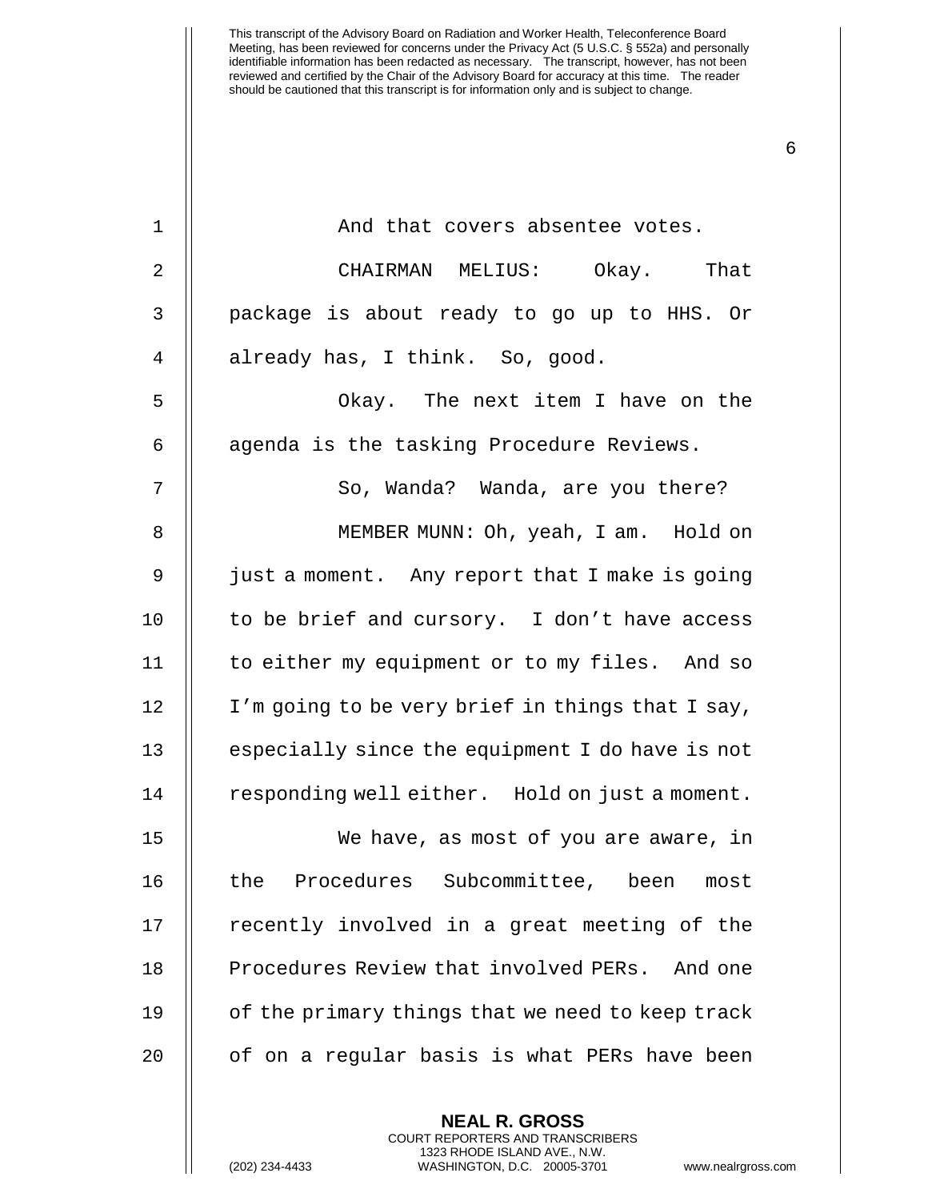And that covers absentee votes.

CHAIRMAN MELIUS: Okay. That package is about ready to go up to HHS. Or already has, I think. So, good.

Okay. The next item I have on the agenda is the tasking Procedure Reviews.

So, Wanda? Wanda, are you there?

MEMBER MUNN: Oh, yeah, I am. Hold on just a moment. Any report that I make is going to be brief and cursory. I don't have access to either my equipment or to my files. And so I'm going to be very brief in things that I say, especially since the equipment I do have is not responding well either. Hold on just a moment.

We have, as most of you are aware, in the Procedures Subcommittee, been most recently involved in a great meeting of the Procedures Review that involved PERs. And one of the primary things that we need to keep track of on a regular basis is what PERs have been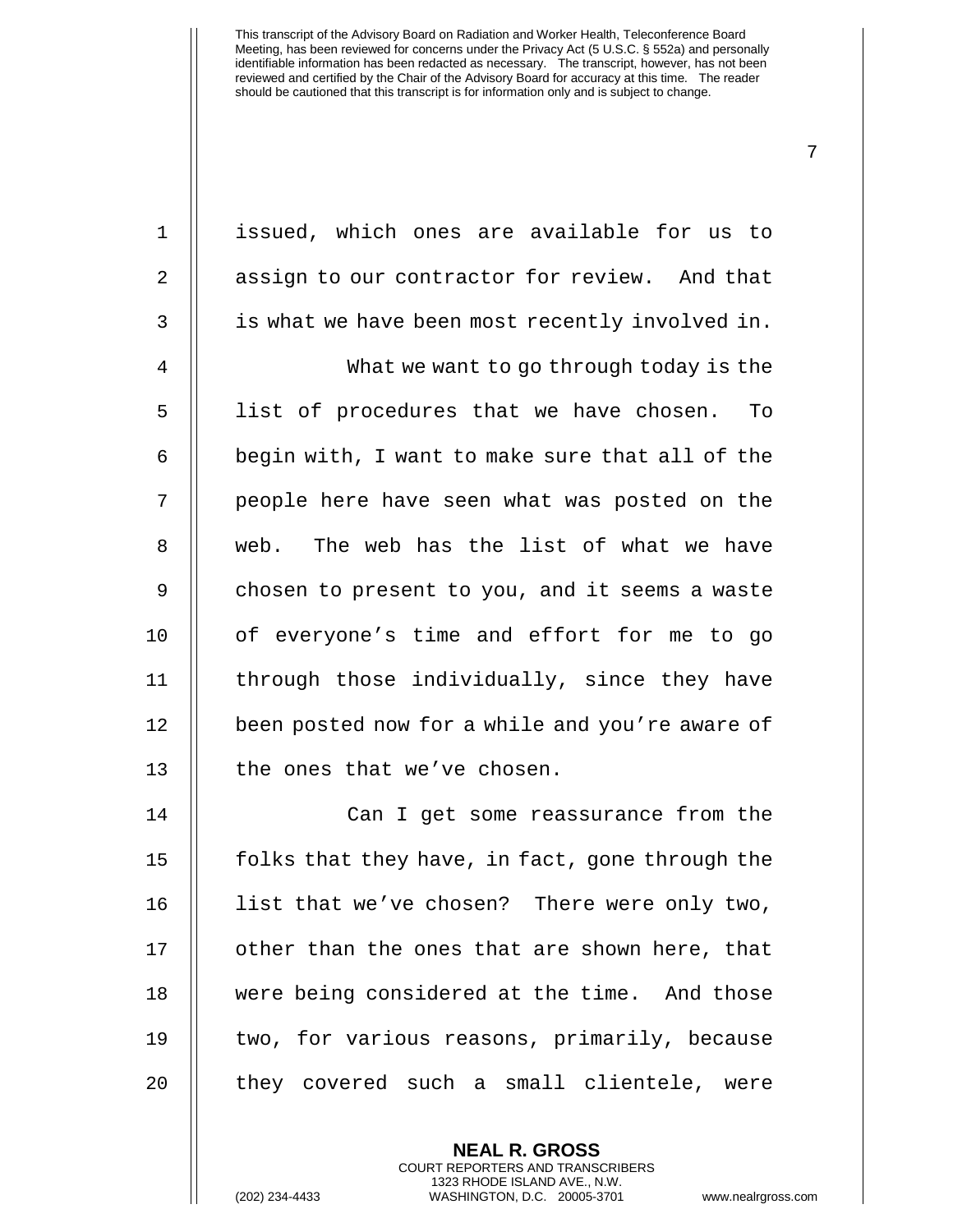issued, which ones are available for us to assign to our contractor for review. And that is what we have been most recently involved in.

What we want to go through today is the list of procedures that we have chosen. To begin with, I want to make sure that all of the people here have seen what was posted on the web. The web has the list of what we have chosen to present to you, and it seems a waste of everyone's time and effort for me to go through those individually, since they have been posted now for a while and you're aware of the ones that we've chosen.

Can I get some reassurance from the folks that they have, in fact, gone through the list that we've chosen? There were only two, other than the ones that are shown here, that were being considered at the time. And those two, for various reasons, primarily, because they covered such a small clientele, were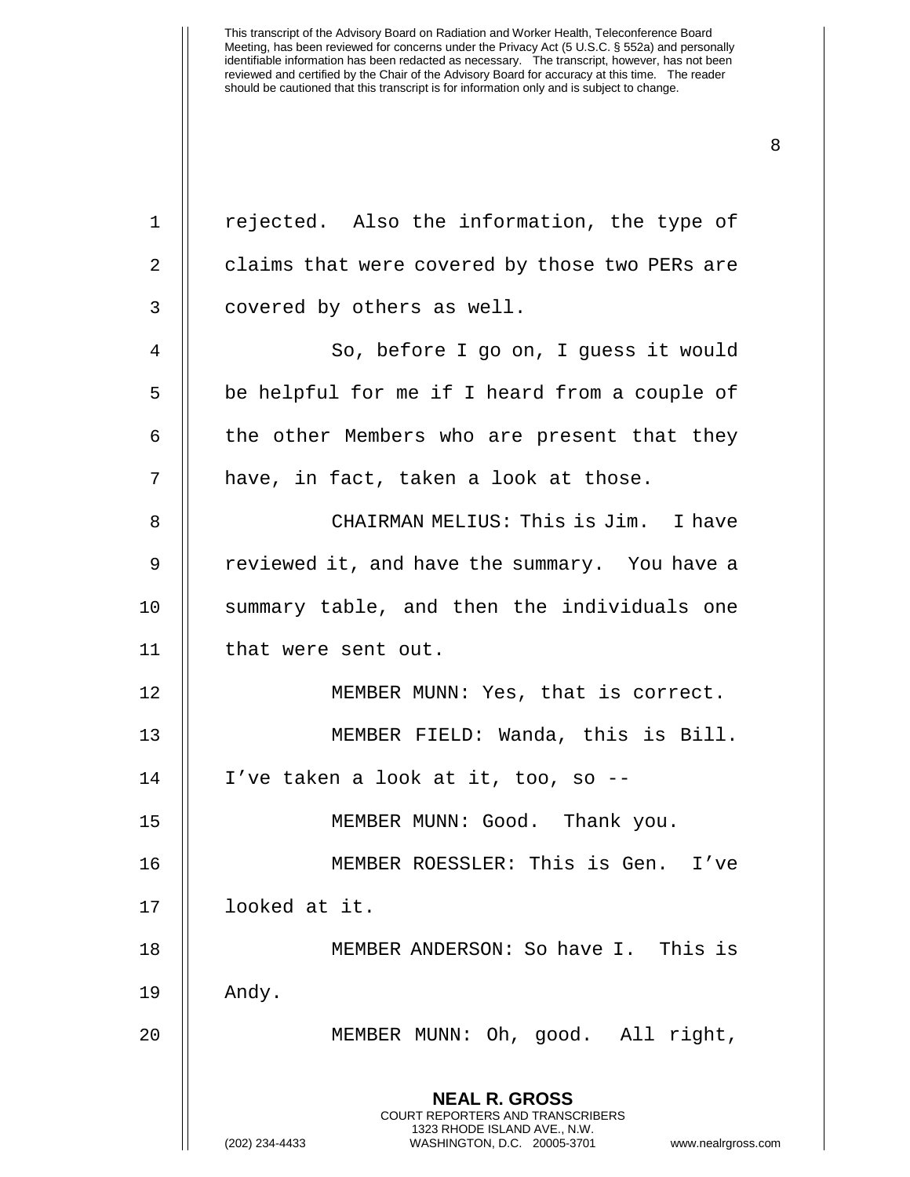rejected. Also the information, the type of claims that were covered by those two PERs are covered by others as well.

So, before I go on, I guess it would be helpful for me if I heard from a couple of the other Members who are present that they have, in fact, taken a look at those.

CHAIRMAN MELIUS: This is Jim. I have reviewed it, and have the summary. You have a summary table, and then the individuals one that were sent out.

MEMBER MUNN: Yes, that is correct.

MEMBER FIELD: Wanda, this is Bill. I've taken a look at it, too, so --

MEMBER MUNN: Good. Thank you.

MEMBER ROESSLER: This is Gen. I've looked at it.

MEMBER ANDERSON: So have I. This is Andy.

MEMBER MUNN: Oh, good. All right,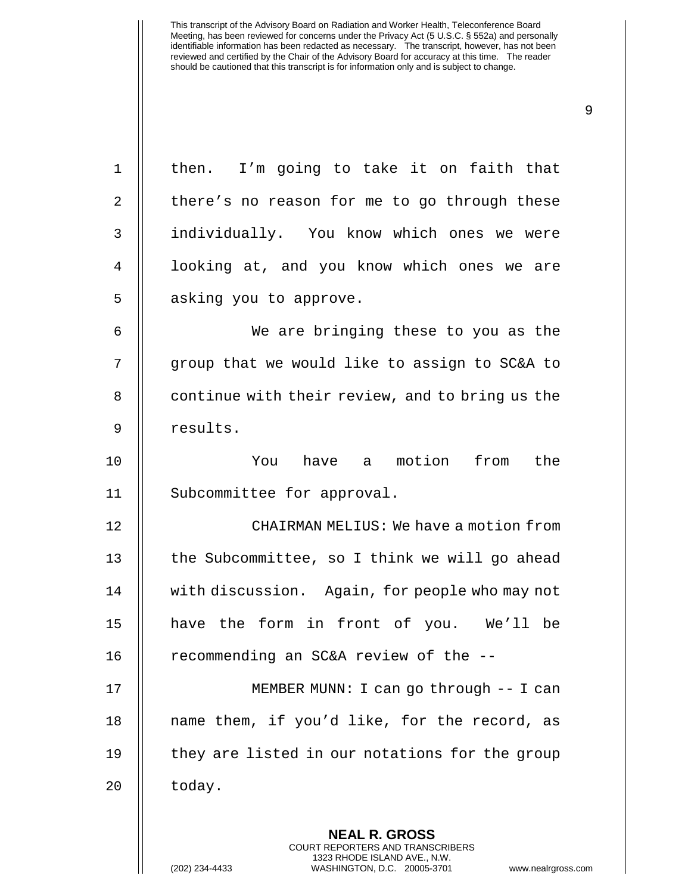then. I'm going to take it on faith that there's no reason for me to go through these individually. You know which ones we were looking at, and you know which ones we are asking you to approve.

We are bringing these to you as the group that we would like to assign to SC&A to continue with their review, and to bring us the results.

You have a motion from the Subcommittee for approval.

CHAIRMAN MELIUS: We have a motion from the Subcommittee, so I think we will go ahead with discussion. Again, for people who may not have the form in front of you. We'll be recommending an SC&A review of the --

MEMBER MUNN: I can go through -- I can name them, if you'd like, for the record, as they are listed in our notations for the group today.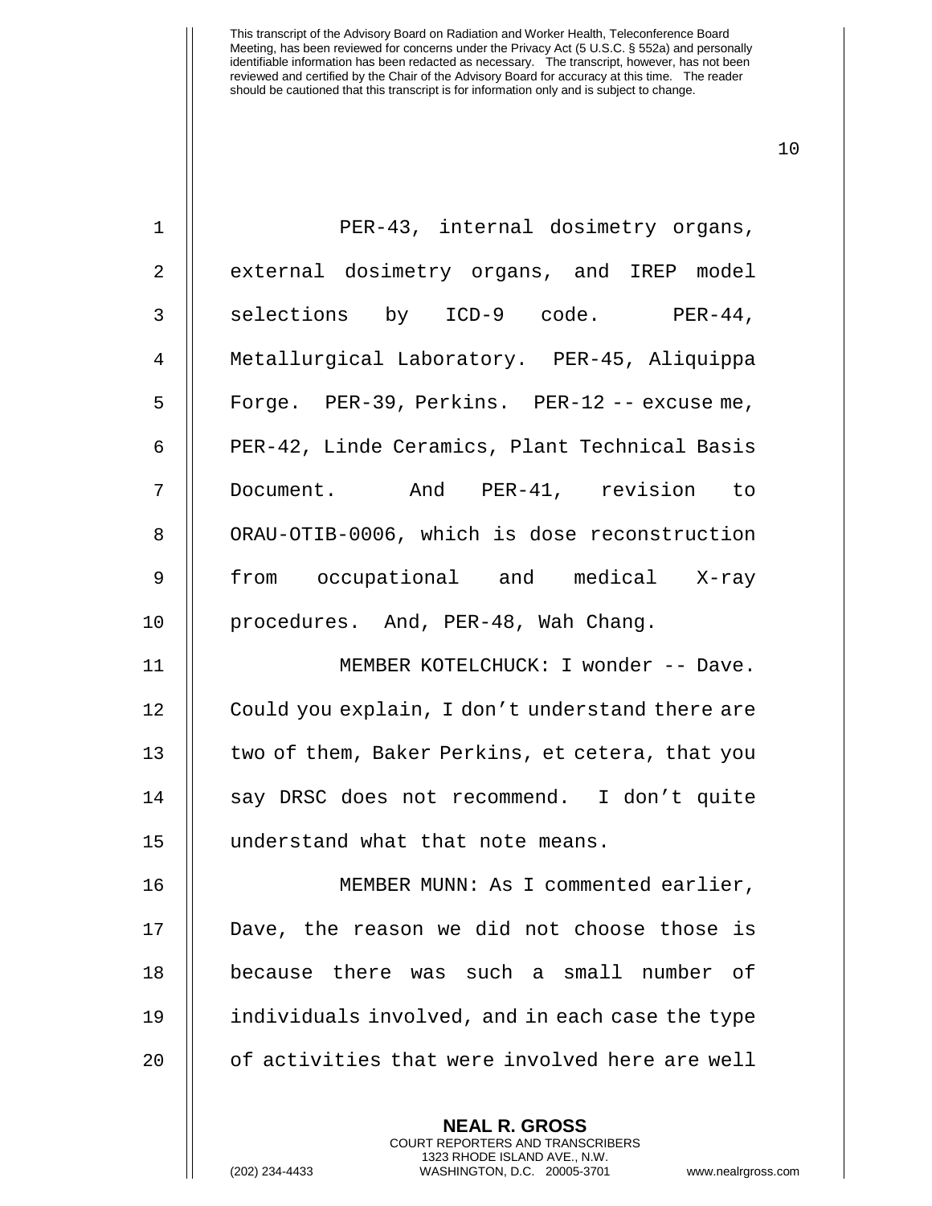PER-43, internal dosimetry organs, external dosimetry organs, and IREP model selections by ICD-9 code. PER-44, Metallurgical Laboratory. PER-45, Aliquippa Forge. PER-39, Perkins. PER-12 -- excuse me, PER-42, Linde Ceramics, Plant Technical Basis Document. And PER-41, revision to ORAU-OTIB-0006, which is dose reconstruction from occupational and medical X-ray procedures. And, PER-48, Wah Chang.

MEMBER KOTELCHUCK: I wonder -- Dave. Could you explain, I don't understand there are two of them, Baker Perkins, et cetera, that you say DRSC does not recommend. I don't quite understand what that note means.

MEMBER MUNN: As I commented earlier, Dave, the reason we did not choose those is because there was such a small number of individuals involved, and in each case the type of activities that were involved here are well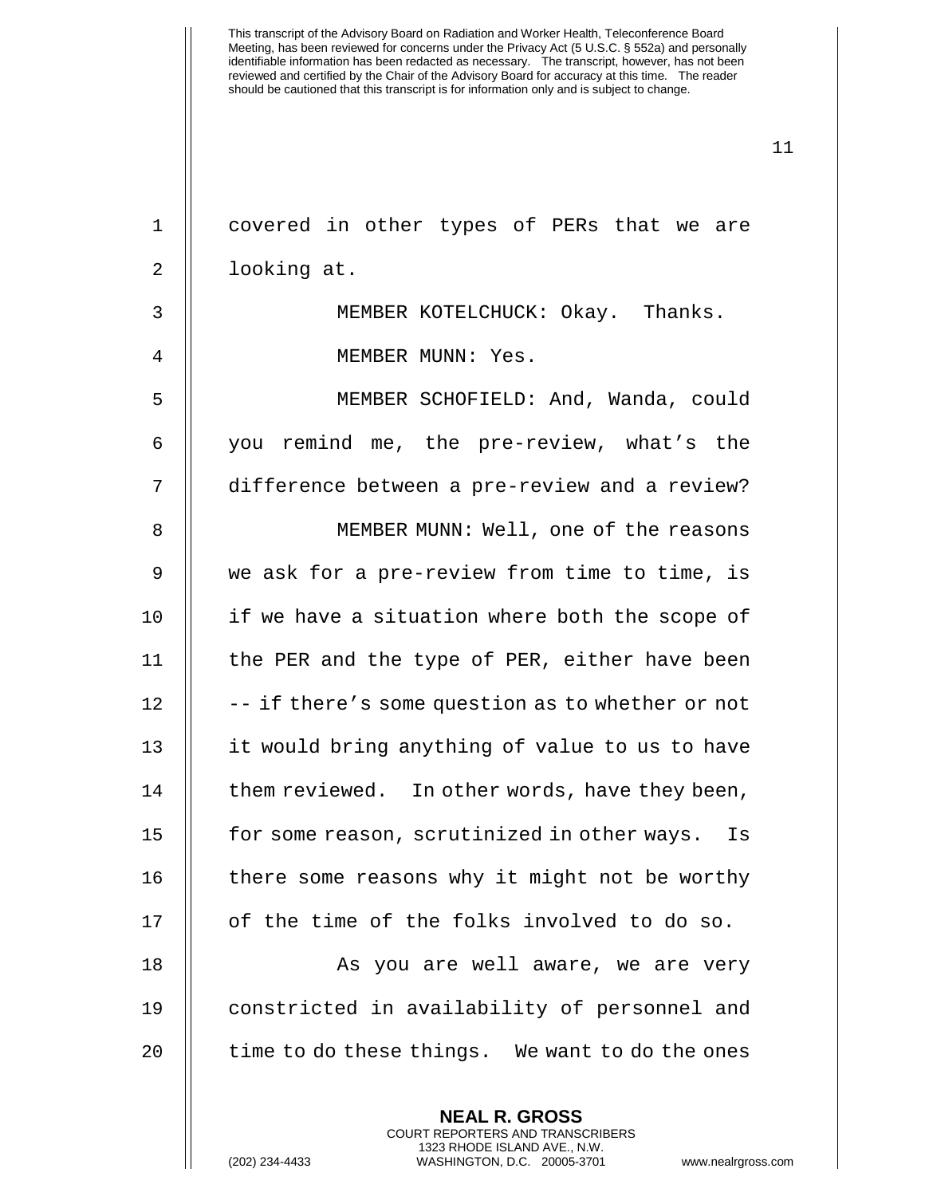covered in other types of PERs that we are looking at.

MEMBER KOTELCHUCK: Okay. Thanks.

MEMBER MUNN: Yes.

MEMBER SCHOFIELD: And, Wanda, could you remind me, the pre-review, what's the difference between a pre-review and a review?

MEMBER MUNN: Well, one of the reasons we ask for a pre-review from time to time, is if we have a situation where both the scope of the PER and the type of PER, either have been -- if there's some question as to whether or not it would bring anything of value to us to have them reviewed. In other words, have they been, for some reason, scrutinized in other ways. Is there some reasons why it might not be worthy of the time of the folks involved to do so.

As you are well aware, we are very constricted in availability of personnel and time to do these things. We want to do the ones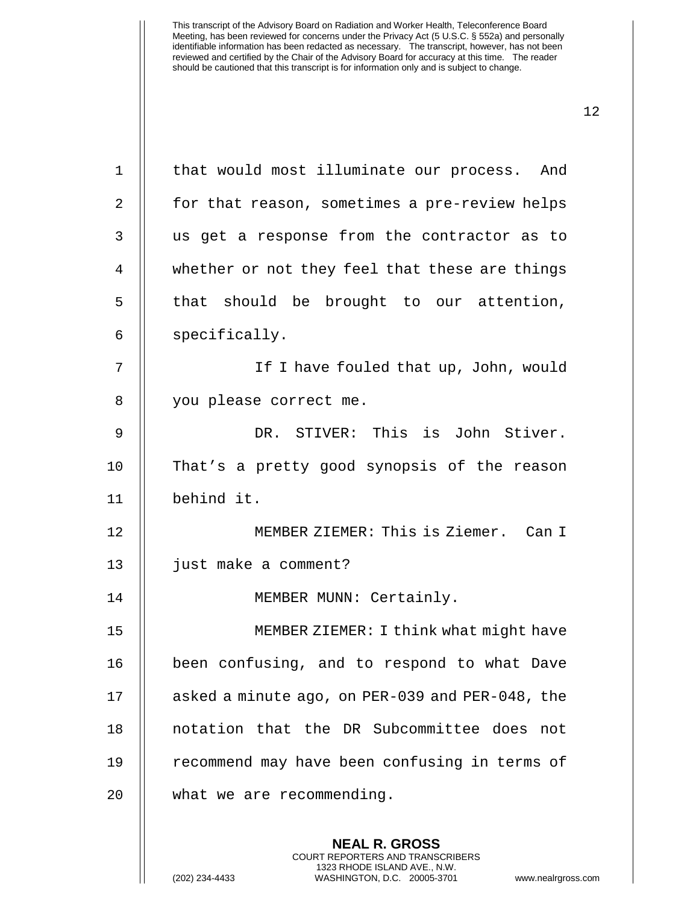that would most illuminate our process. And for that reason, sometimes a pre-review helps us get a response from the contractor as to whether or not they feel that these are things that should be brought to our attention, specifically.

If I have fouled that up, John, would you please correct me.

DR. STIVER: This is John Stiver. That's a pretty good synopsis of the reason behind it.

MEMBER ZIEMER: This is Ziemer. Can I just make a comment?

MEMBER MUNN: Certainly.

MEMBER ZIEMER: I think what might have been confusing, and to respond to what Dave asked a minute ago, on PER-039 and PER-048, the notation that the DR Subcommittee does not recommend may have been confusing in terms of what we are recommending.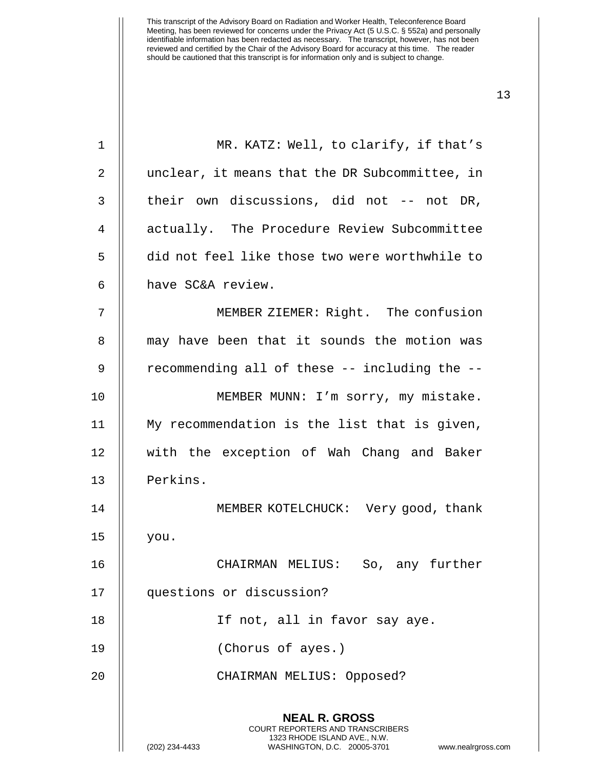MR. KATZ: Well, to clarify, if that's unclear, it means that the DR Subcommittee, in their own discussions, did not -- not DR, actually. The Procedure Review Subcommittee did not feel like those two were worthwhile to have SC&A review.

MEMBER ZIEMER: Right. The confusion may have been that it sounds the motion was recommending all of these -- including the --

MEMBER MUNN: I'm sorry, my mistake. My recommendation is the list that is given, with the exception of Wah Chang and Baker Perkins.

MEMBER KOTELCHUCK: Very good, thank you.

CHAIRMAN MELIUS: So, any further questions or discussion?

If not, all in favor say aye.

(Chorus of ayes.)

CHAIRMAN MELIUS: Opposed?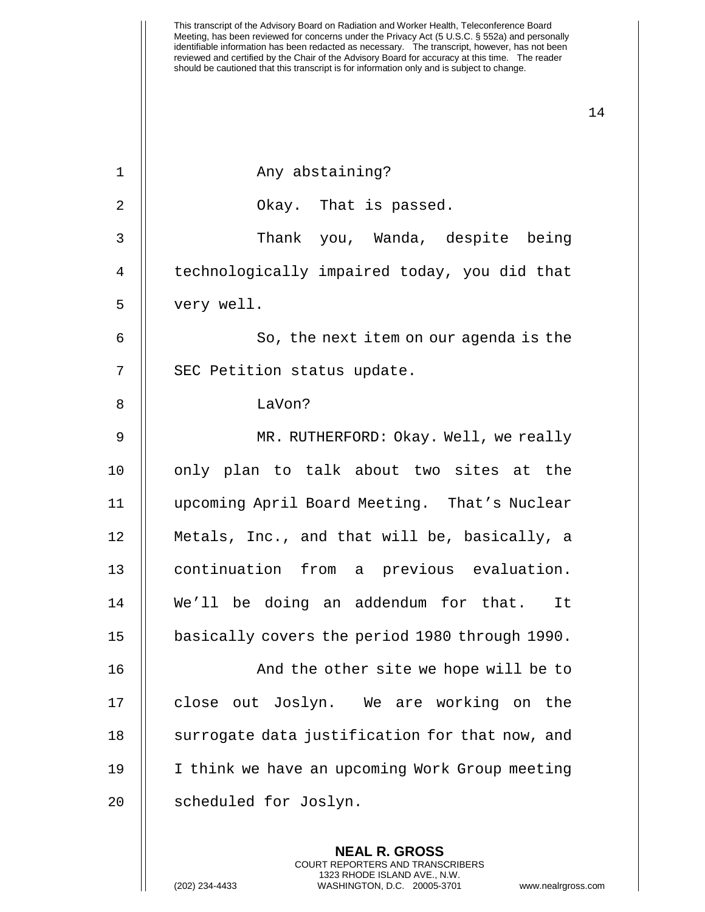Any abstaining?

Okay. That is passed.

Thank you, Wanda, despite being technologically impaired today, you did that very well.

So, the next item on our agenda is the SEC Petition status update.

LaVon?

MR. RUTHERFORD: Okay. Well, we really only plan to talk about two sites at the upcoming April Board Meeting. That's Nuclear Metals, Inc., and that will be, basically, a continuation from a previous evaluation. We'll be doing an addendum for that. It basically covers the period 1980 through 1990.

And the other site we hope will be to close out Joslyn. We are working on the surrogate data justification for that now, and I think we have an upcoming Work Group meeting scheduled for Joslyn.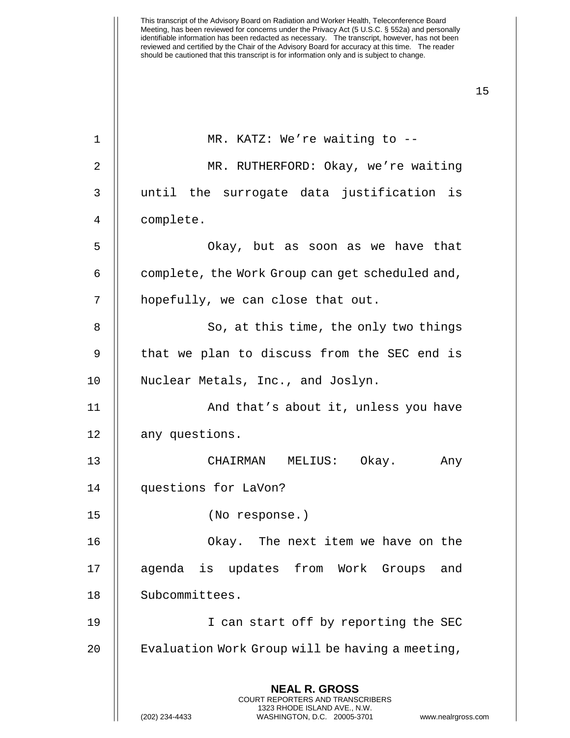MR. KATZ: We're waiting to --

MR. RUTHERFORD: Okay, we're waiting until the surrogate data justification is complete.

Okay, but as soon as we have that complete, the Work Group can get scheduled and, hopefully, we can close that out.

So, at this time, the only two things that we plan to discuss from the SEC end is Nuclear Metals, Inc., and Joslyn.

And that's about it, unless you have any questions.

CHAIRMAN MELIUS: Okay. Any questions for LaVon?

(No response.)

Okay. The next item we have on the agenda is updates from Work Groups and Subcommittees.

I can start off by reporting the SEC Evaluation Work Group will be having a meeting,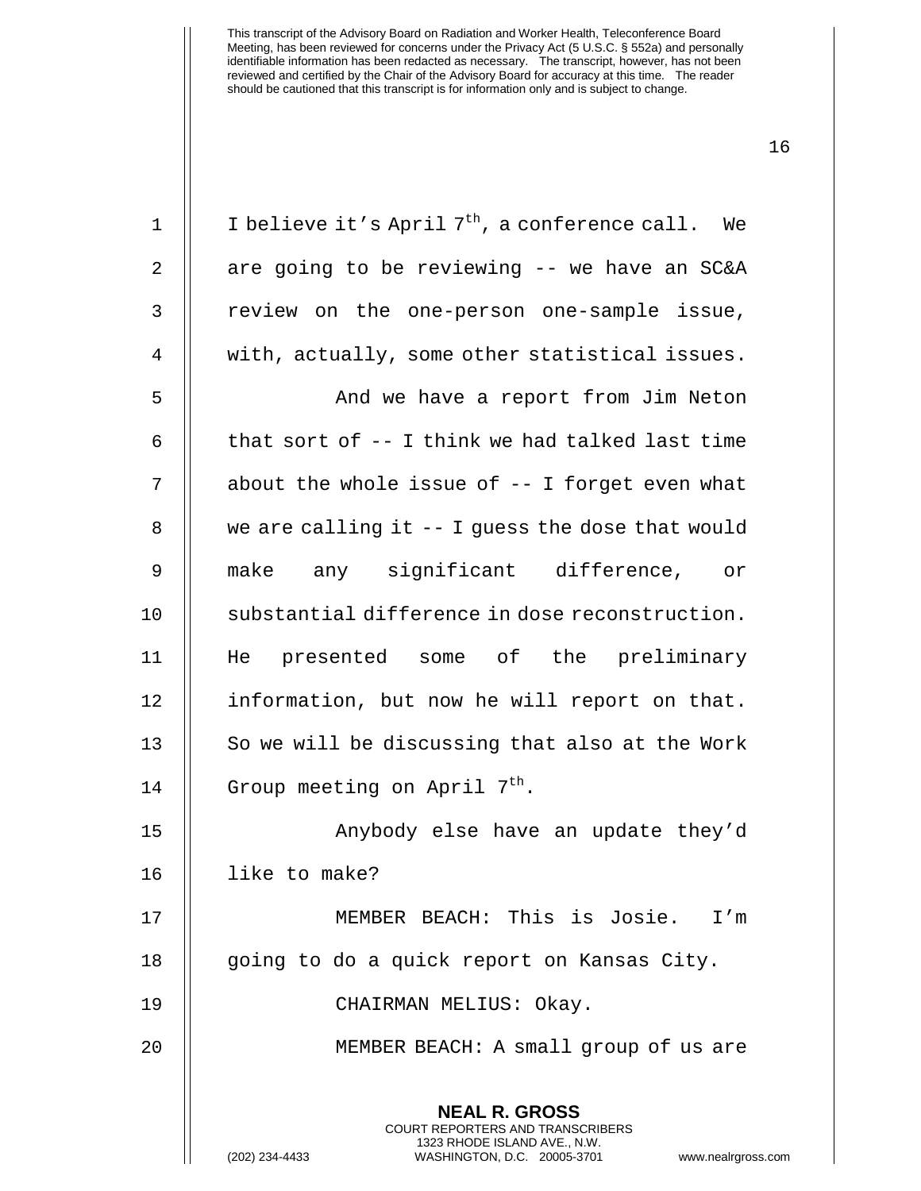I believe it's April 7th, a conference call. We are going to be reviewing -- we have an SC&A review on the one-person one-sample issue, with, actually, some other statistical issues.

And we have a report from Jim Neton that sort of -- I think we had talked last time about the whole issue of -- I forget even what we are calling it -- I guess the dose that would make any significant difference, or substantial difference in dose reconstruction. He presented some of the preliminary information, but now he will report on that. So we will be discussing that also at the Work Group meeting on April 7th.

Anybody else have an update they'd like to make?

MEMBER BEACH: This is Josie. I'm going to do a quick report on Kansas City.

CHAIRMAN MELIUS: Okay.

MEMBER BEACH: A small group of us are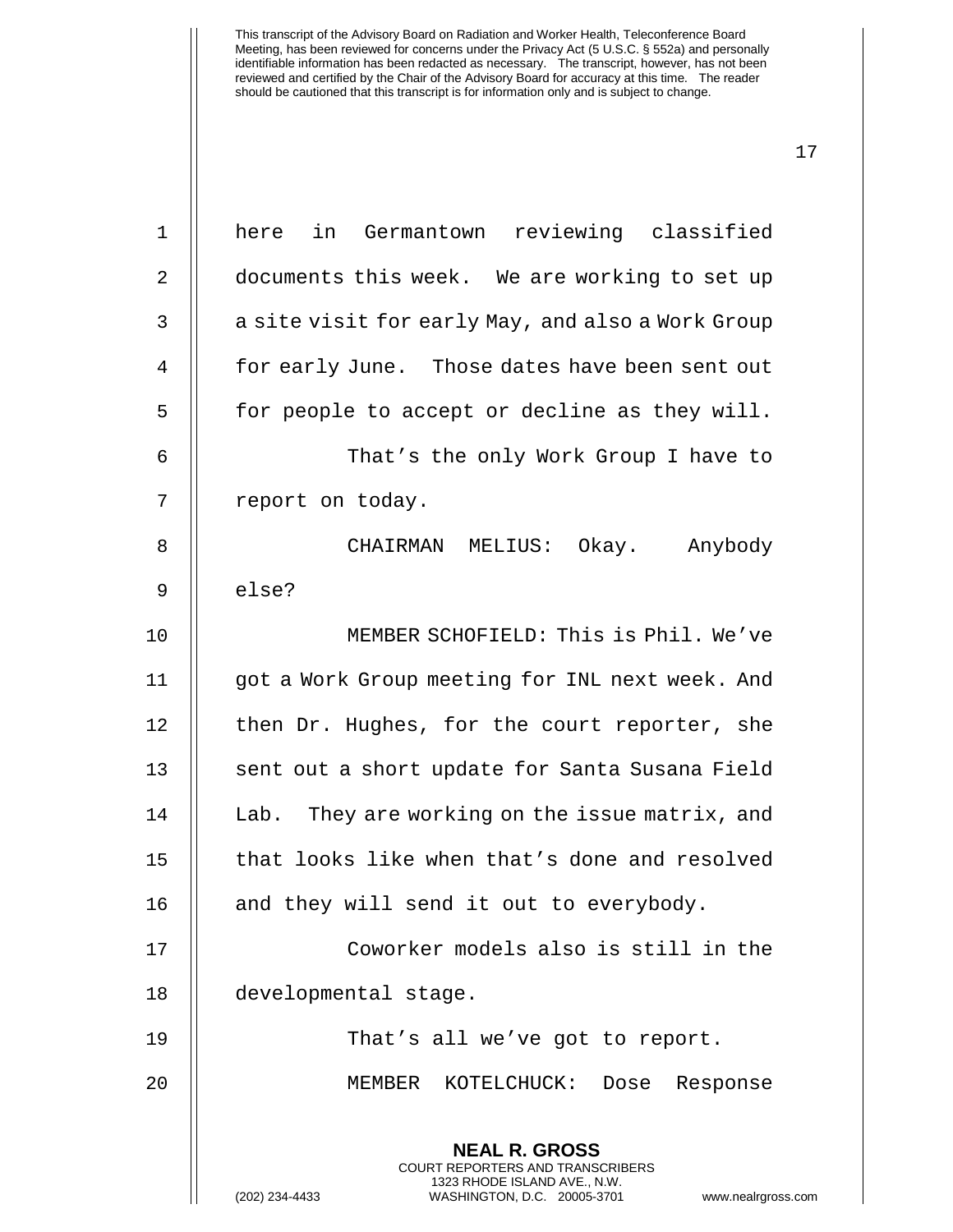here in Germantown reviewing classified documents this week. We are working to set up a site visit for early May, and also a Work Group for early June. Those dates have been sent out for people to accept or decline as they will.

That's the only Work Group I have to report on today.

CHAIRMAN MELIUS: Okay. Anybody else?

MEMBER SCHOFIELD: This is Phil. We've got a Work Group meeting for INL next week. And then Dr. Hughes, for the court reporter, she sent out a short update for Santa Susana Field Lab. They are working on the issue matrix, and that looks like when that's done and resolved and they will send it out to everybody.

Coworker models also is still in the developmental stage.

That's all we've got to report.

MEMBER KOTELCHUCK: Dose Response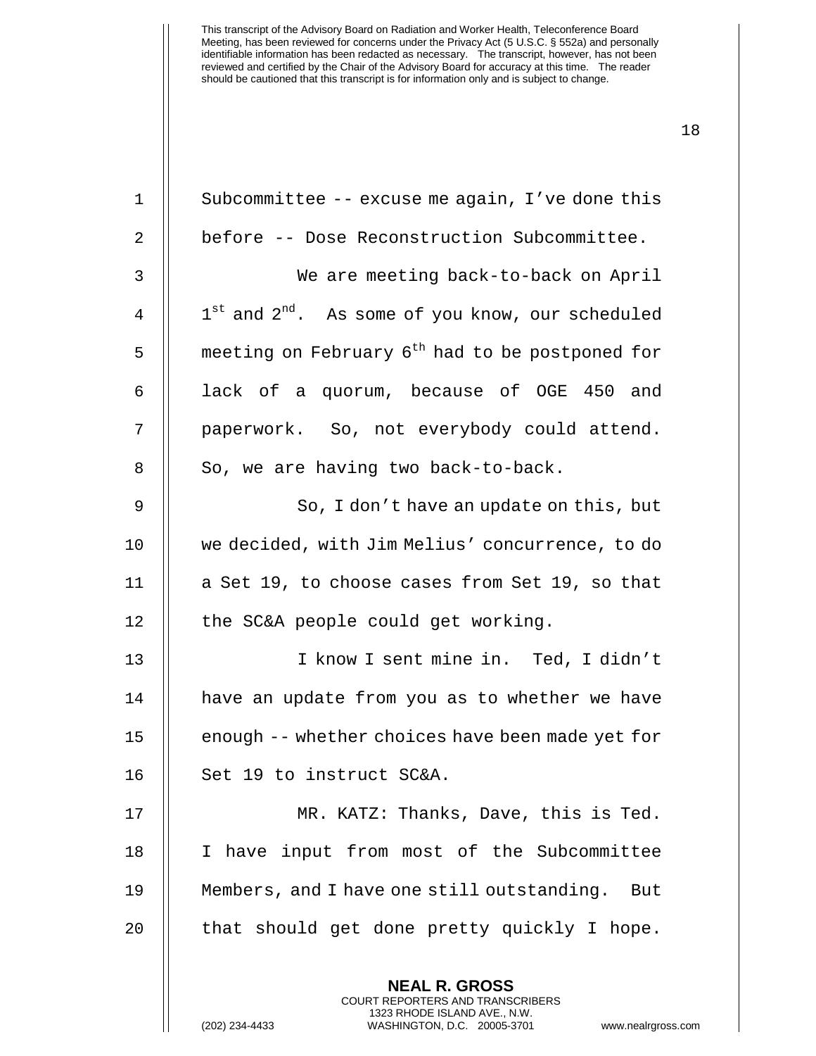Subcommittee -- excuse me again, I've done this before -- Dose Reconstruction Subcommittee.

We are meeting back-to-back on April 1st and 2nd. As some of you know, our scheduled meeting on February 6th had to be postponed for lack of a quorum, because of OGE 450 and paperwork. So, not everybody could attend. So, we are having two back-to-back.

So, I don't have an update on this, but we decided, with Jim Melius' concurrence, to do a Set 19, to choose cases from Set 19, so that the SC&A people could get working.

I know I sent mine in. Ted, I didn't have an update from you as to whether we have enough -- whether choices have been made yet for Set 19 to instruct SC&A.

MR. KATZ: Thanks, Dave, this is Ted. I have input from most of the Subcommittee Members, and I have one still outstanding. But that should get done pretty quickly I hope.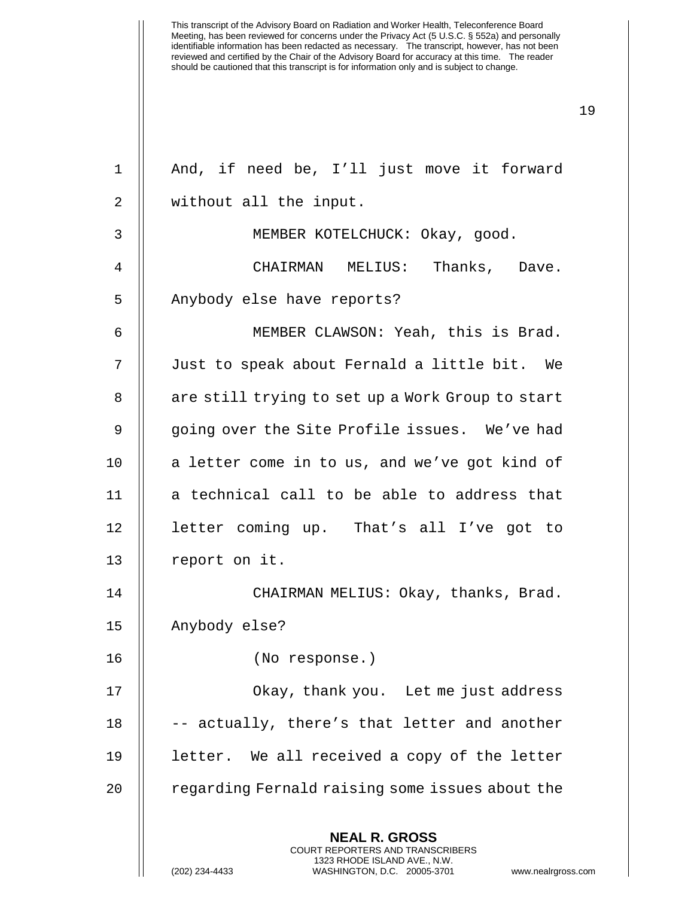And, if need be, I'll just move it forward without all the input.

MEMBER KOTELCHUCK: Okay, good.

CHAIRMAN MELIUS: Thanks, Dave. Anybody else have reports?

MEMBER CLAWSON: Yeah, this is Brad. Just to speak about Fernald a little bit. We are still trying to set up a Work Group to start going over the Site Profile issues. We've had a letter come in to us, and we've got kind of a technical call to be able to address that letter coming up. That's all I've got to report on it.

CHAIRMAN MELIUS: Okay, thanks, Brad. Anybody else?

(No response.)

Okay, thank you. Let me just address -- actually, there's that letter and another letter. We all received a copy of the letter regarding Fernald raising some issues about the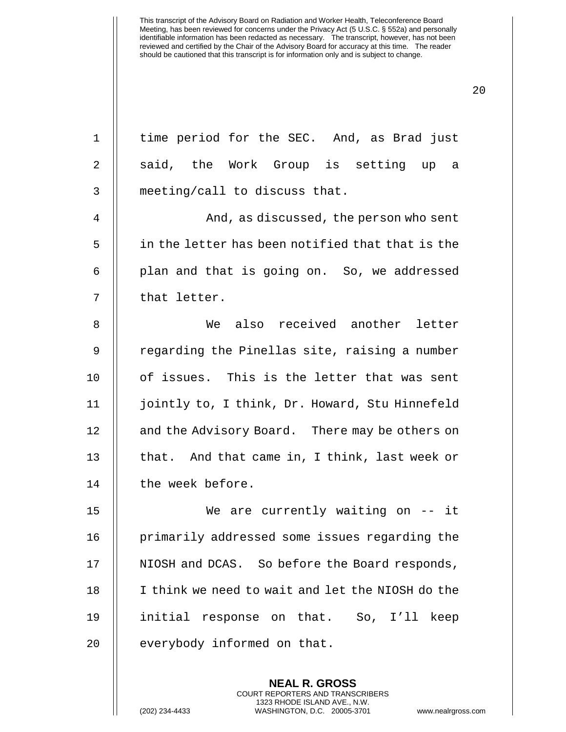time period for the SEC. And, as Brad just said, the Work Group is setting up a meeting/call to discuss that.

And, as discussed, the person who sent in the letter has been notified that that is the plan and that is going on. So, we addressed that letter.

We also received another letter regarding the Pinellas site, raising a number of issues. This is the letter that was sent jointly to, I think, Dr. Howard, Stu Hinnefeld and the Advisory Board. There may be others on that. And that came in, I think, last week or the week before.

We are currently waiting on -- it primarily addressed some issues regarding the NIOSH and DCAS. So before the Board responds, I think we need to wait and let the NIOSH do the initial response on that. So, I'll keep everybody informed on that.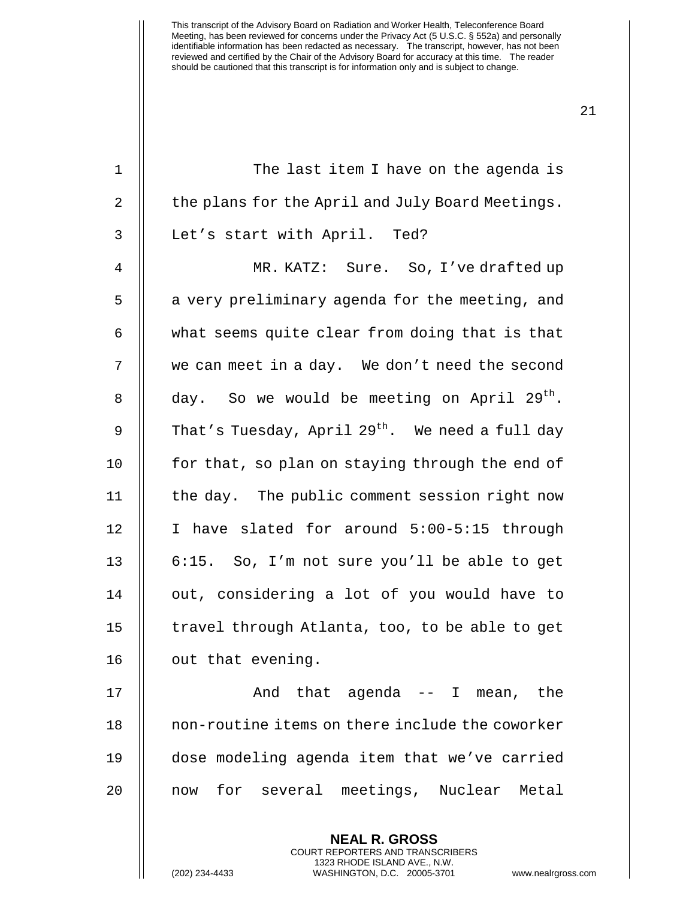The last item I have on the agenda is the plans for the April and July Board Meetings. Let's start with April. Ted?

MR. KATZ: Sure. So, I've drafted up a very preliminary agenda for the meeting, and what seems quite clear from doing that is that we can meet in a day. We don't need the second day. So we would be meeting on April 29th. That's Tuesday, April 29th. We need a full day for that, so plan on staying through the end of the day. The public comment session right now I have slated for around 5:00-5:15 through 6:15. So, I'm not sure you'll be able to get out, considering a lot of you would have to travel through Atlanta, too, to be able to get out that evening.

And that agenda -- I mean, the non-routine items on there include the coworker dose modeling agenda item that we've carried now for several meetings, Nuclear Metal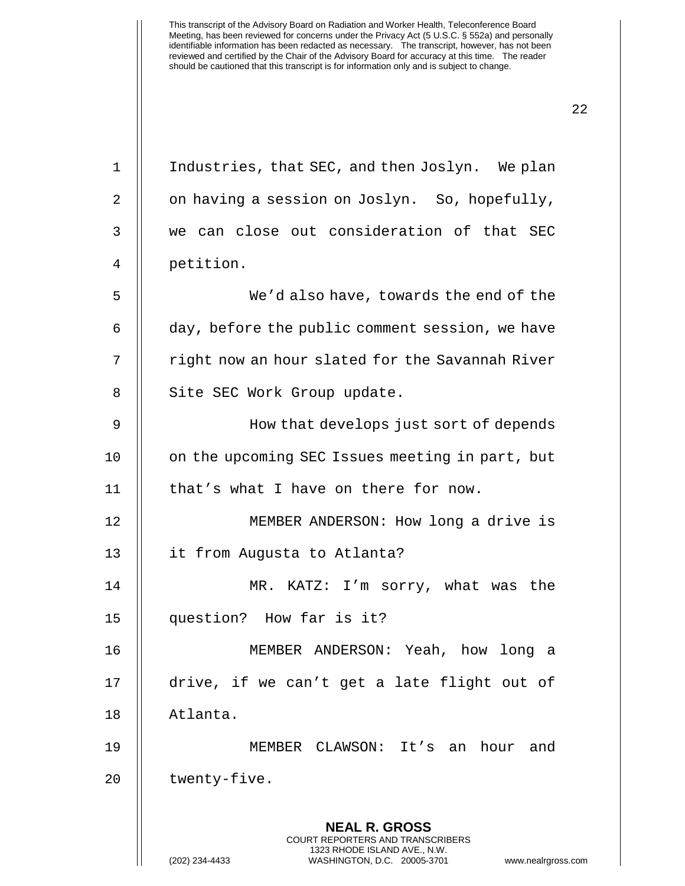Industries, that SEC, and then Joslyn. We plan on having a session on Joslyn. So, hopefully, we can close out consideration of that SEC petition.

We'd also have, towards the end of the day, before the public comment session, we have right now an hour slated for the Savannah River Site SEC Work Group update.

How that develops just sort of depends on the upcoming SEC Issues meeting in part, but that's what I have on there for now.

MEMBER ANDERSON: How long a drive is it from Augusta to Atlanta?

MR. KATZ: I'm sorry, what was the question? How far is it?

MEMBER ANDERSON: Yeah, how long a drive, if we can't get a late flight out of Atlanta.

MEMBER CLAWSON: It's an hour and twenty-five.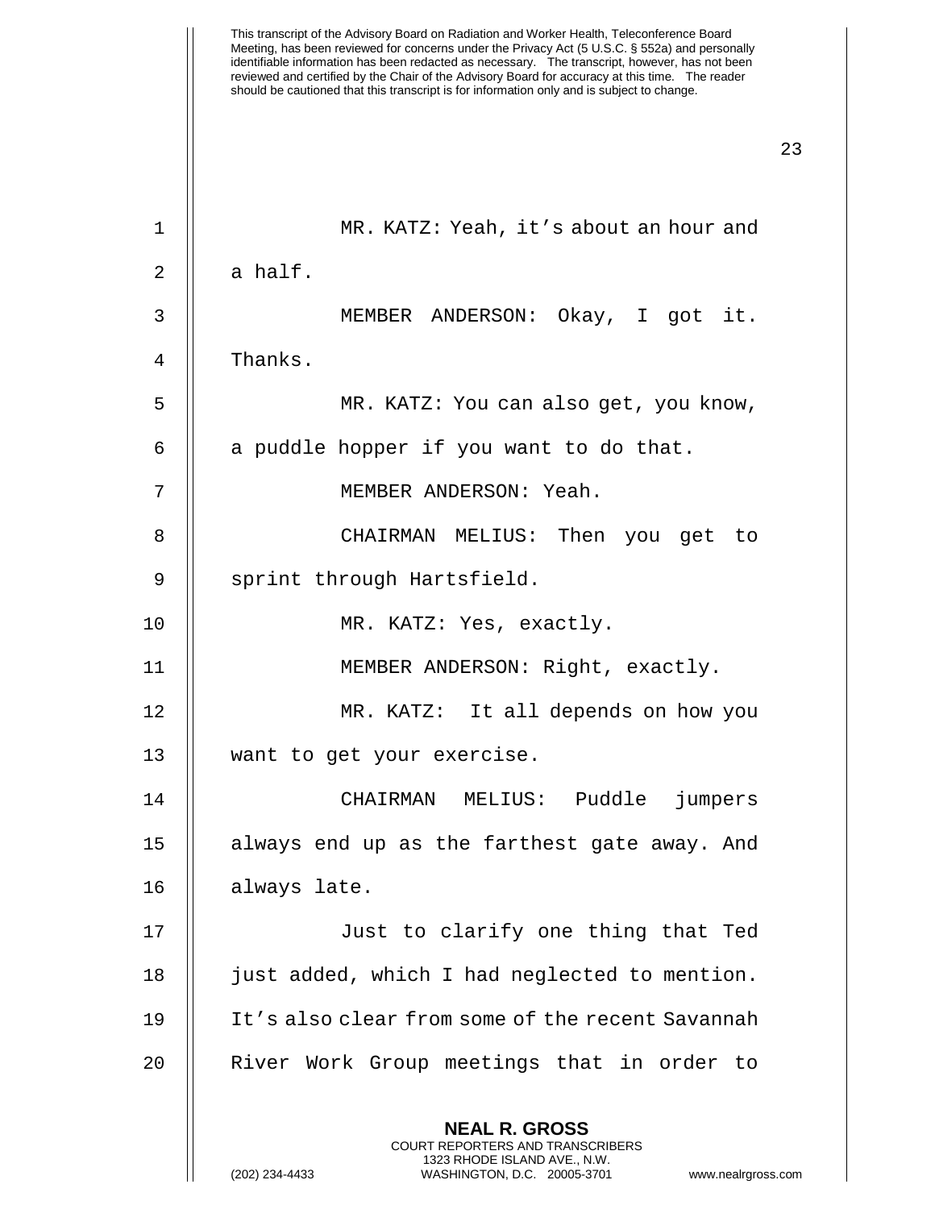MR. KATZ: Yeah, it's about an hour and a half.

MEMBER ANDERSON: Okay, I got it. Thanks.

MR. KATZ: You can also get, you know, a puddle hopper if you want to do that.

MEMBER ANDERSON: Yeah.

CHAIRMAN MELIUS: Then you get to sprint through Hartsfield.

MR. KATZ: Yes, exactly.

MEMBER ANDERSON: Right, exactly.

MR. KATZ: It all depends on how you want to get your exercise.

CHAIRMAN MELIUS: Puddle jumpers always end up as the farthest gate away. And always late.

Just to clarify one thing that Ted just added, which I had neglected to mention. It's also clear from some of the recent Savannah River Work Group meetings that in order to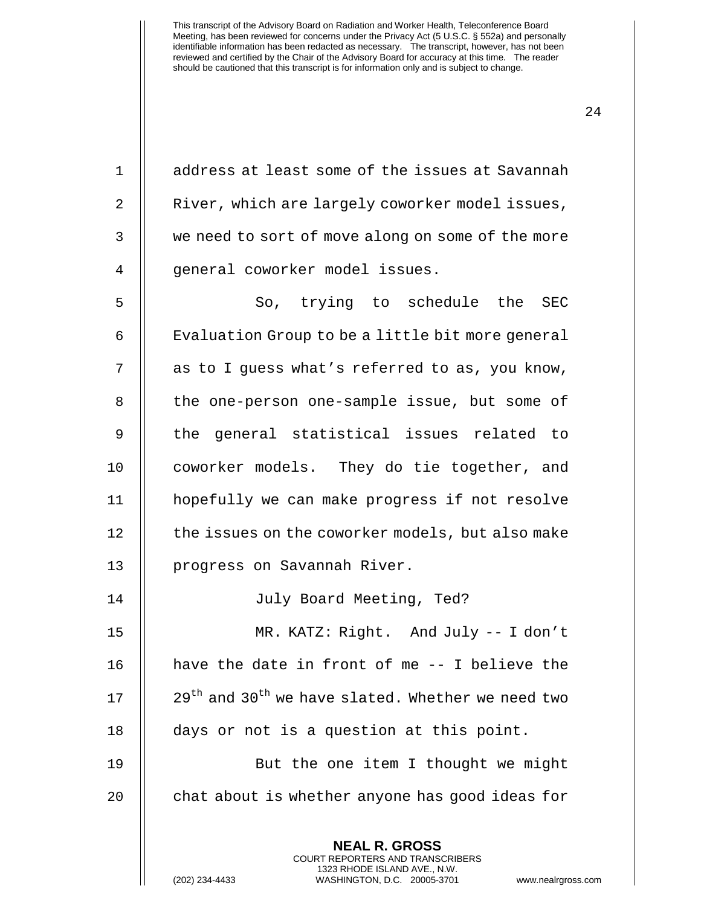address at least some of the issues at Savannah River, which are largely coworker model issues, we need to sort of move along on some of the more general coworker model issues.

So, trying to schedule the SEC Evaluation Group to be a little bit more general as to I guess what's referred to as, you know, the one-person one-sample issue, but some of the general statistical issues related to coworker models. They do tie together, and hopefully we can make progress if not resolve the issues on the coworker models, but also make progress on Savannah River.

July Board Meeting, Ted?

MR. KATZ: Right. And July -- I don't have the date in front of me -- I believe the 29th and 30th we have slated. Whether we need two days or not is a question at this point.

But the one item I thought we might chat about is whether anyone has good ideas for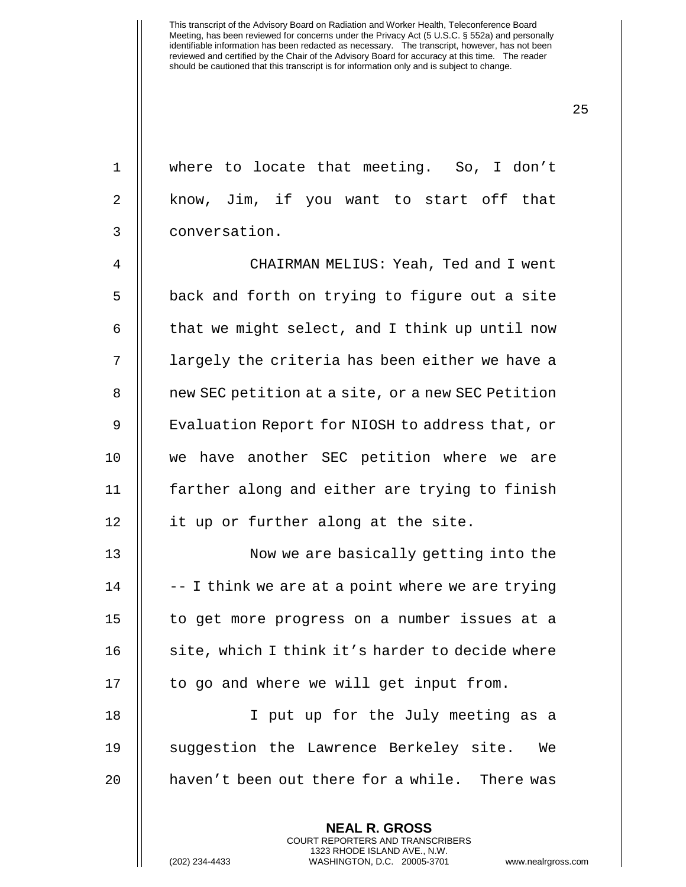where to locate that meeting. So, I don't know, Jim, if you want to start off that conversation.

CHAIRMAN MELIUS: Yeah, Ted and I went back and forth on trying to figure out a site that we might select, and I think up until now largely the criteria has been either we have a new SEC petition at a site, or a new SEC Petition Evaluation Report for NIOSH to address that, or we have another SEC petition where we are farther along and either are trying to finish it up or further along at the site.

Now we are basically getting into the -- I think we are at a point where we are trying to get more progress on a number issues at a site, which I think it's harder to decide where to go and where we will get input from.

I put up for the July meeting as a suggestion the Lawrence Berkeley site. We haven't been out there for a while. There was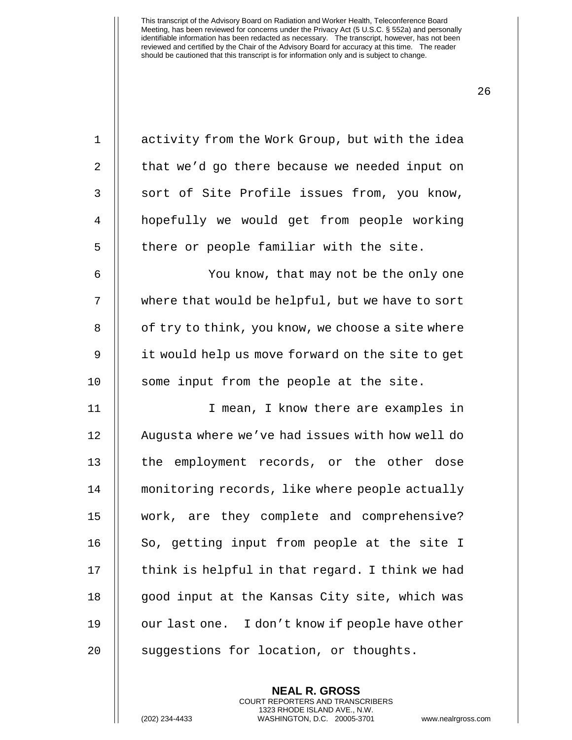activity from the Work Group, but with the idea that we'd go there because we needed input on sort of Site Profile issues from, you know, hopefully we would get from people working there or people familiar with the site.

You know, that may not be the only one where that would be helpful, but we have to sort of try to think, you know, we choose a site where it would help us move forward on the site to get some input from the people at the site.

I mean, I know there are examples in Augusta where we've had issues with how well do the employment records, or the other dose monitoring records, like where people actually work, are they complete and comprehensive? So, getting input from people at the site I think is helpful in that regard. I think we had good input at the Kansas City site, which was our last one. I don't know if people have other suggestions for location, or thoughts.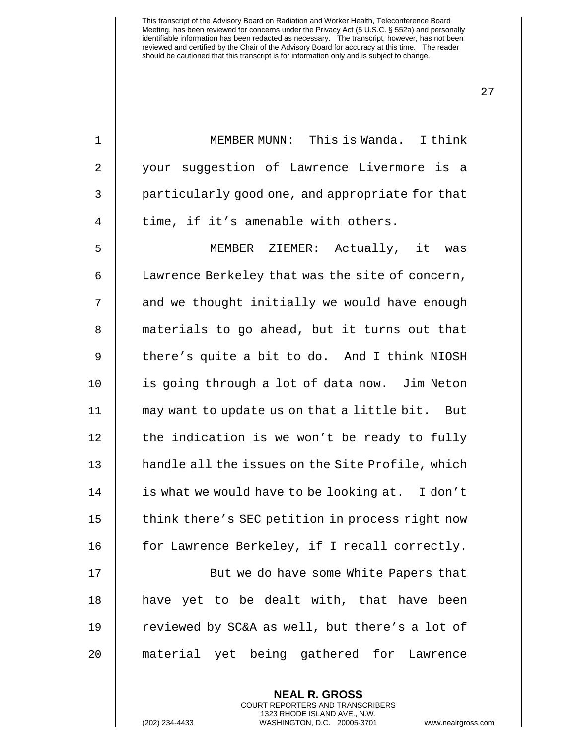MEMBER MUNN: This is Wanda. I think your suggestion of Lawrence Livermore is a particularly good one, and appropriate for that time, if it's amenable with others.

MEMBER ZIEMER: Actually, it was Lawrence Berkeley that was the site of concern, and we thought initially we would have enough materials to go ahead, but it turns out that there's quite a bit to do. And I think NIOSH is going through a lot of data now. Jim Neton may want to update us on that a little bit. But the indication is we won't be ready to fully handle all the issues on the Site Profile, which is what we would have to be looking at. I don't think there's SEC petition in process right now for Lawrence Berkeley, if I recall correctly.

But we do have some White Papers that have yet to be dealt with, that have been reviewed by SC&A as well, but there's a lot of material yet being gathered for Lawrence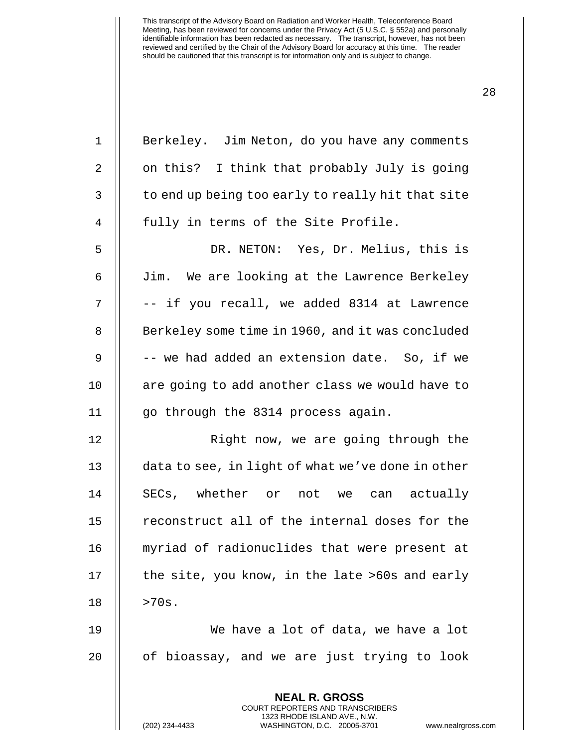Berkeley. Jim Neton, do you have any comments on this? I think that probably July is going to end up being too early to really hit that site fully in terms of the Site Profile.

DR. NETON: Yes, Dr. Melius, this is Jim. We are looking at the Lawrence Berkeley -- if you recall, we added 8314 at Lawrence Berkeley some time in 1960, and it was concluded -- we had added an extension date. So, if we are going to add another class we would have to go through the 8314 process again.

Right now, we are going through the data to see, in light of what we've done in other SECs, whether or not we can actually reconstruct all of the internal doses for the myriad of radionuclides that were present at the site, you know, in the late >60s and early >70s.

We have a lot of data, we have a lot of bioassay, and we are just trying to look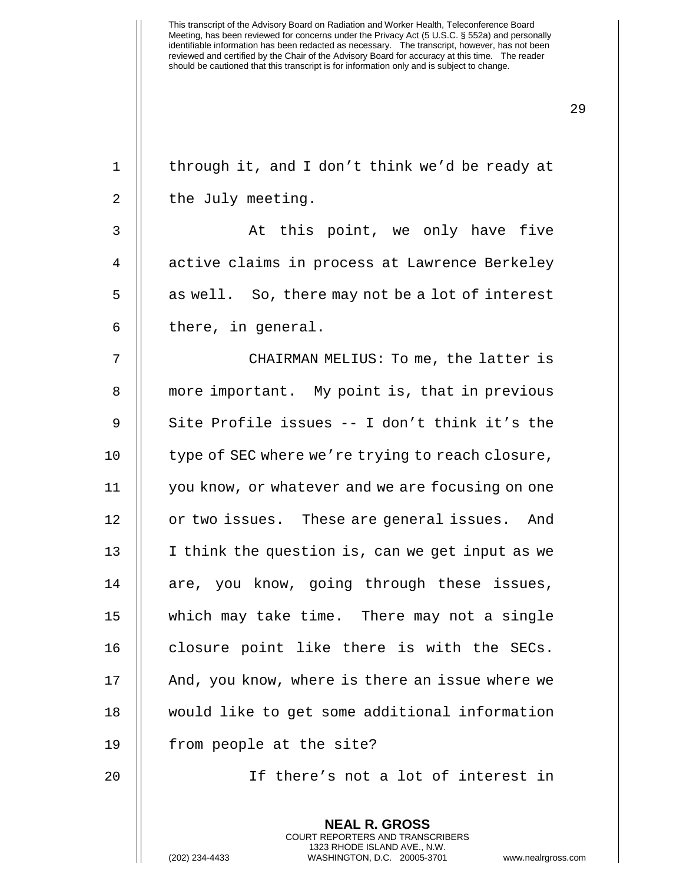through it, and I don't think we'd be ready at the July meeting.

At this point, we only have five active claims in process at Lawrence Berkeley as well. So, there may not be a lot of interest there, in general.

CHAIRMAN MELIUS: To me, the latter is more important. My point is, that in previous Site Profile issues -- I don't think it's the type of SEC where we're trying to reach closure, you know, or whatever and we are focusing on one or two issues. These are general issues. And I think the question is, can we get input as we are, you know, going through these issues, which may take time. There may not a single closure point like there is with the SECs. And, you know, where is there an issue where we would like to get some additional information from people at the site?

If there's not a lot of interest in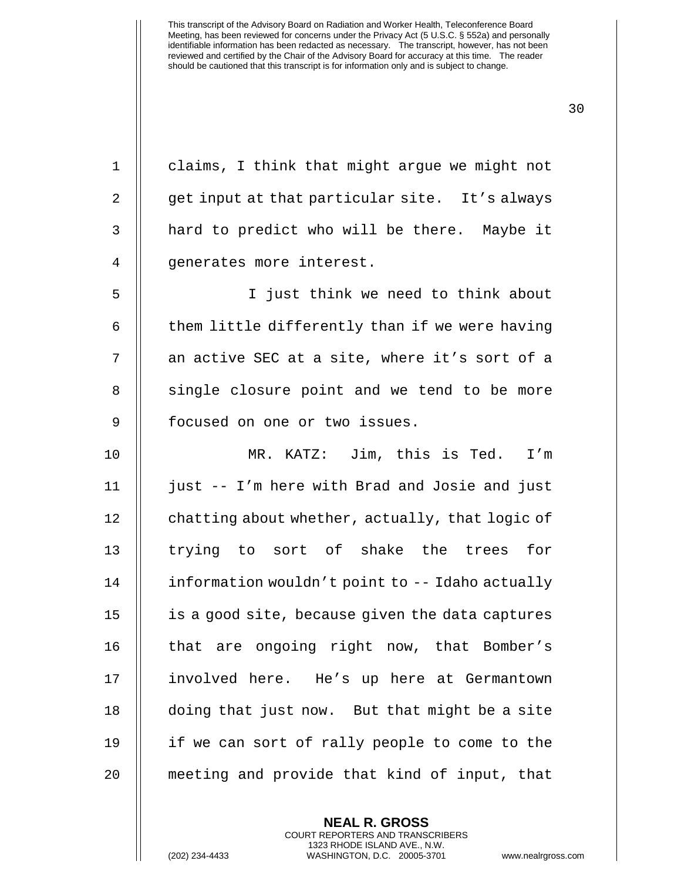claims, I think that might argue we might not get input at that particular site. It's always hard to predict who will be there. Maybe it generates more interest.

I just think we need to think about them little differently than if we were having an active SEC at a site, where it's sort of a single closure point and we tend to be more focused on one or two issues.

MR. KATZ: Jim, this is Ted. I'm just -- I'm here with Brad and Josie and just chatting about whether, actually, that logic of trying to sort of shake the trees for information wouldn't point to -- Idaho actually is a good site, because given the data captures that are ongoing right now, that Bomber's involved here. He's up here at Germantown doing that just now. But that might be a site if we can sort of rally people to come to the meeting and provide that kind of input, that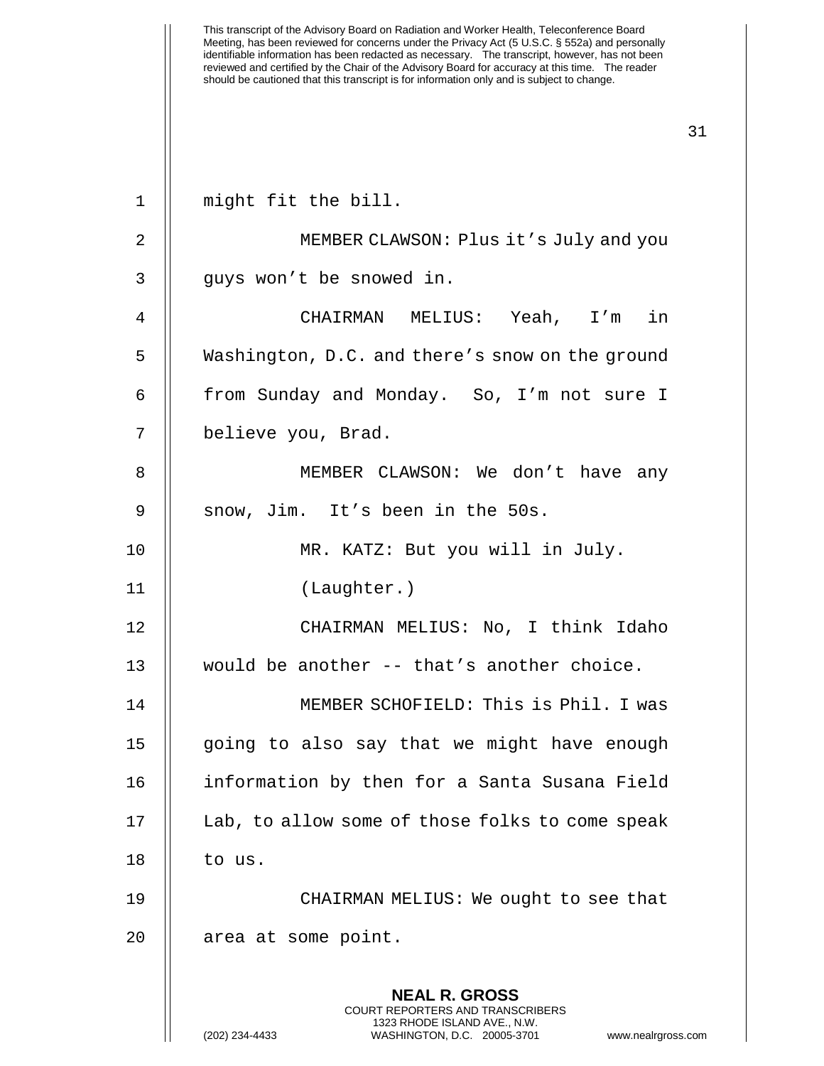might fit the bill.

MEMBER CLAWSON: Plus it's July and you guys won't be snowed in.

CHAIRMAN MELIUS: Yeah, I'm in Washington, D.C. and there's snow on the ground from Sunday and Monday. So, I'm not sure I believe you, Brad.

MEMBER CLAWSON: We don't have any snow, Jim. It's been in the 50s.

MR. KATZ: But you will in July.

(Laughter.)

CHAIRMAN MELIUS: No, I think Idaho would be another -- that's another choice.

MEMBER SCHOFIELD: This is Phil. I was going to also say that we might have enough information by then for a Santa Susana Field Lab, to allow some of those folks to come speak to us.

CHAIRMAN MELIUS: We ought to see that area at some point.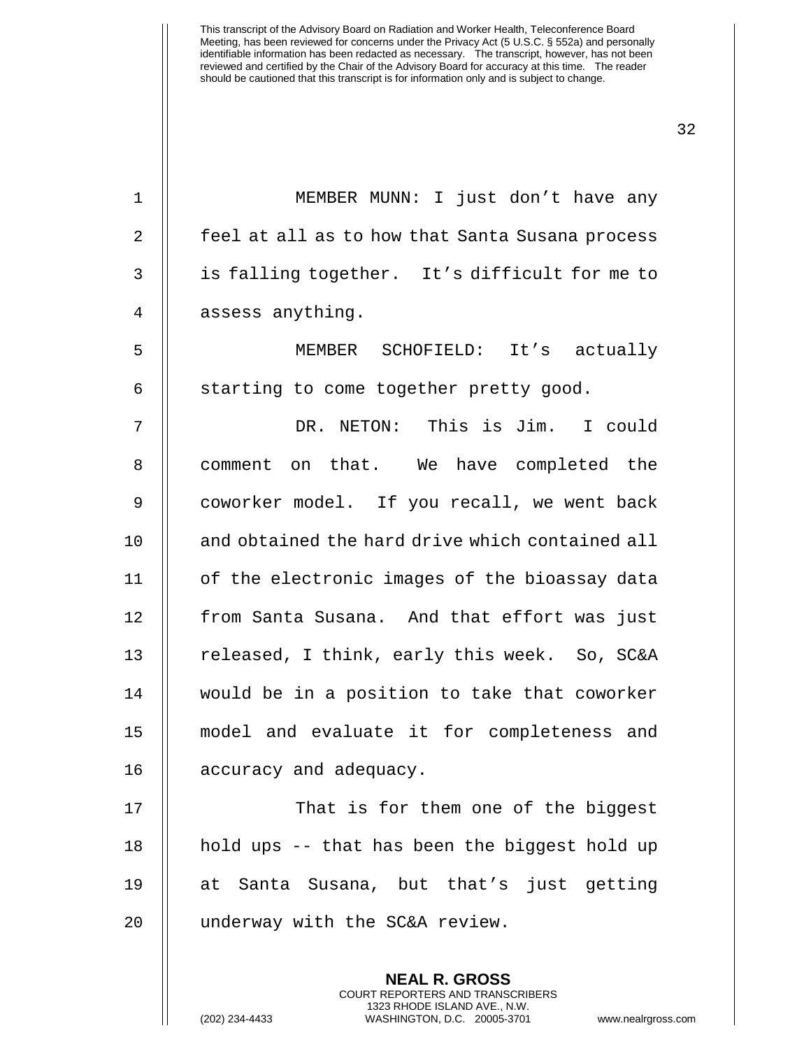MEMBER MUNN: I just don't have any feel at all as to how that Santa Susana process is falling together. It's difficult for me to assess anything.

MEMBER SCHOFIELD: It's actually starting to come together pretty good.

DR. NETON: This is Jim. I could comment on that. We have completed the coworker model. If you recall, we went back and obtained the hard drive which contained all of the electronic images of the bioassay data from Santa Susana. And that effort was just released, I think, early this week. So, SC&A would be in a position to take that coworker model and evaluate it for completeness and accuracy and adequacy.

That is for them one of the biggest hold ups -- that has been the biggest hold up at Santa Susana, but that's just getting underway with the SC&A review.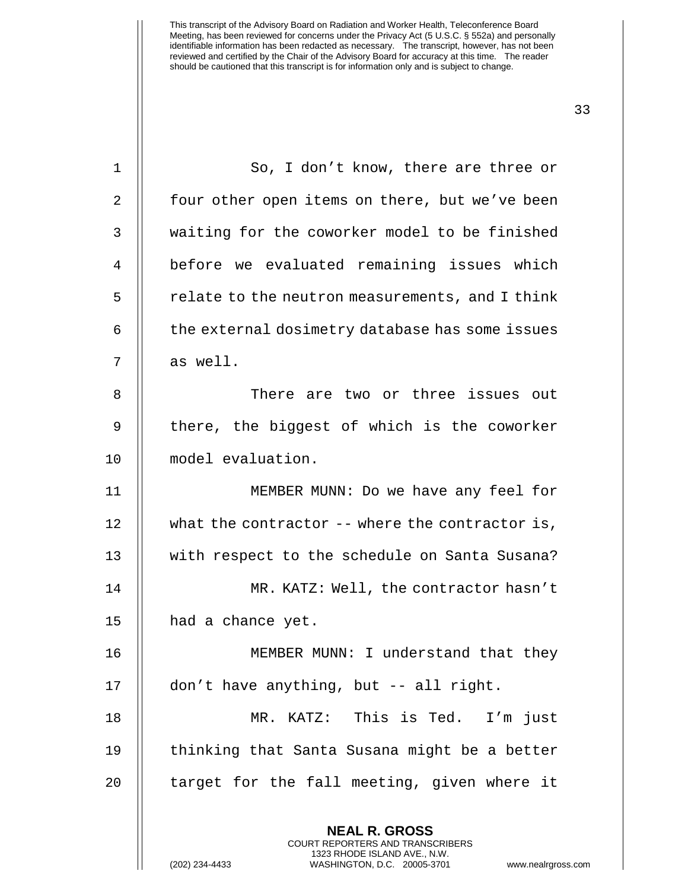So, I don't know, there are three or four other open items on there, but we've been waiting for the coworker model to be finished before we evaluated remaining issues which relate to the neutron measurements, and I think the external dosimetry database has some issues as well.

There are two or three issues out there, the biggest of which is the coworker model evaluation.

MEMBER MUNN: Do we have any feel for what the contractor -- where the contractor is, with respect to the schedule on Santa Susana?

MR. KATZ: Well, the contractor hasn't had a chance yet.

MEMBER MUNN: I understand that they don't have anything, but -- all right.

MR. KATZ: This is Ted. I'm just thinking that Santa Susana might be a better target for the fall meeting, given where it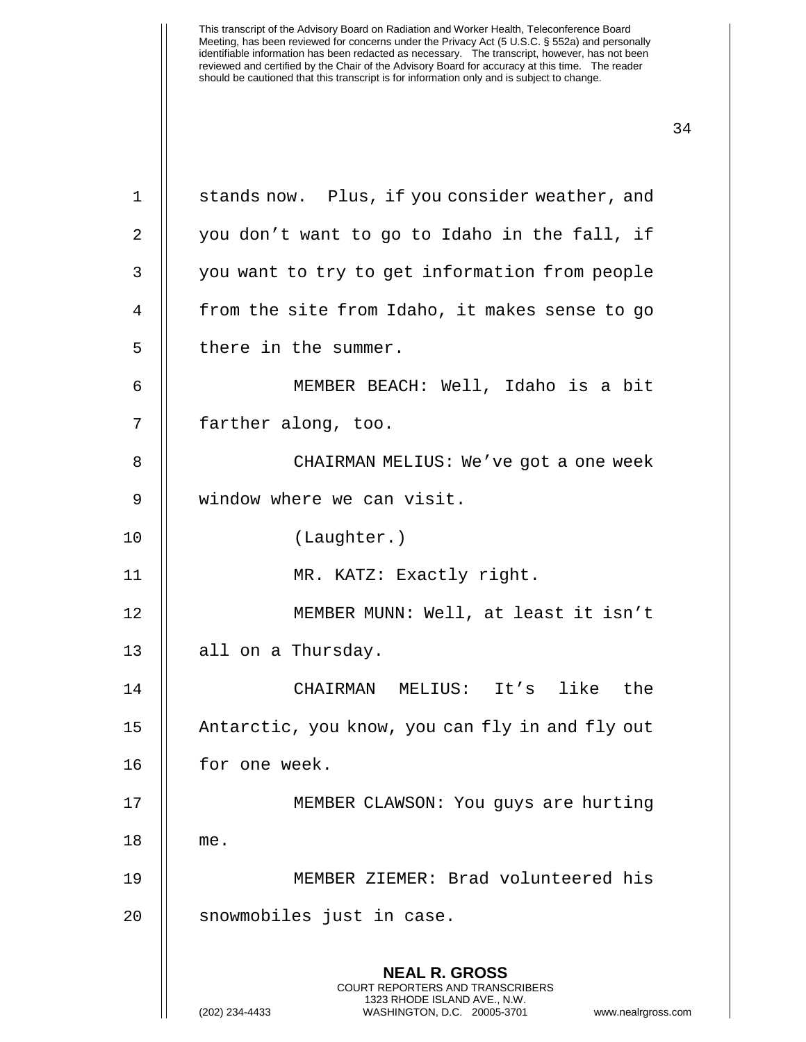stands now. Plus, if you consider weather, and you don't want to go to Idaho in the fall, if you want to try to get information from people from the site from Idaho, it makes sense to go there in the summer.

MEMBER BEACH: Well, Idaho is a bit farther along, too.

CHAIRMAN MELIUS: We've got a one week window where we can visit.

(Laughter.)

MR. KATZ: Exactly right.

MEMBER MUNN: Well, at least it isn't all on a Thursday.

CHAIRMAN MELIUS: It's like the Antarctic, you know, you can fly in and fly out for one week.

MEMBER CLAWSON: You guys are hurting me.

MEMBER ZIEMER: Brad volunteered his snowmobiles just in case.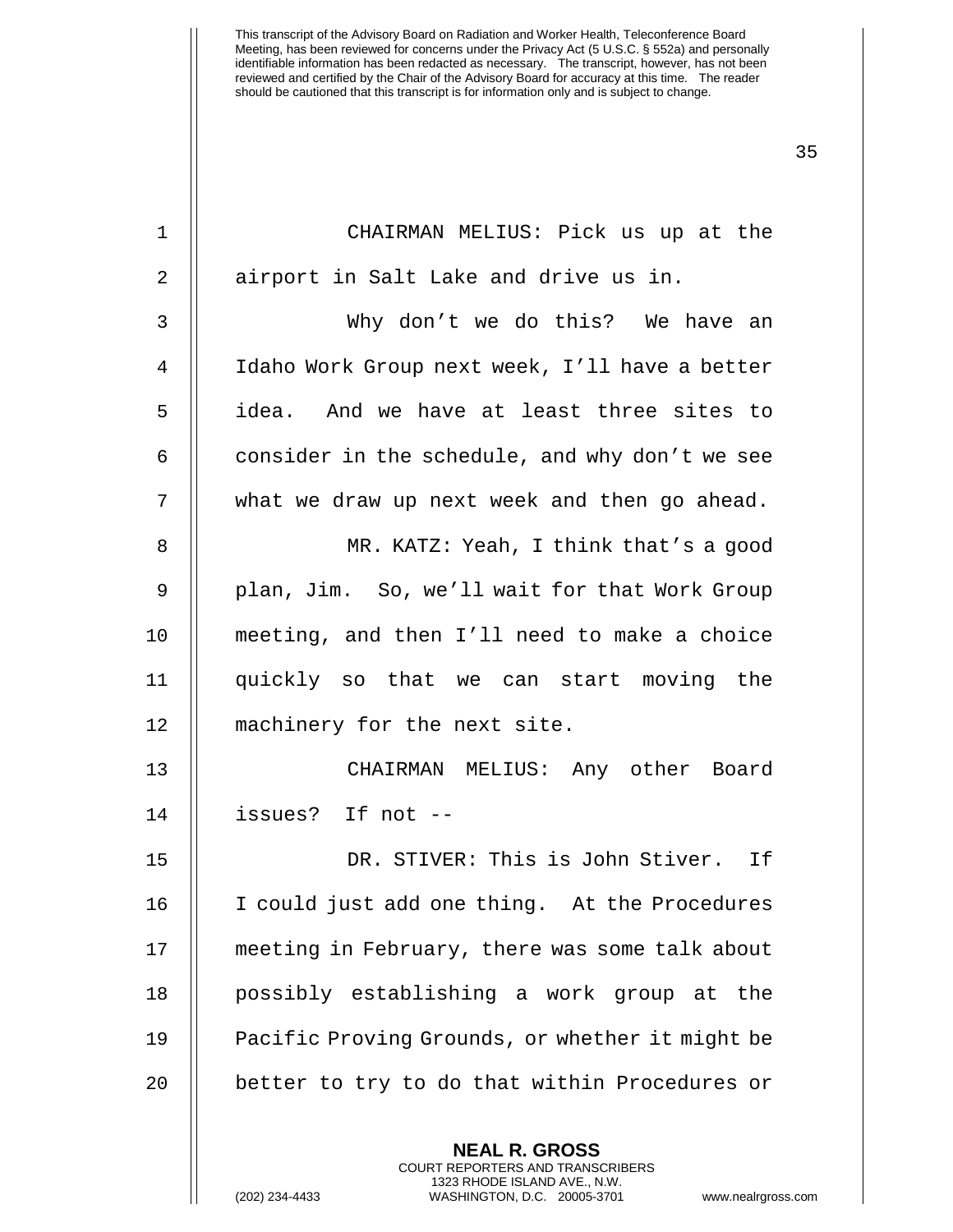CHAIRMAN MELIUS: Pick us up at the airport in Salt Lake and drive us in.

Why don't we do this? We have an Idaho Work Group next week, I'll have a better idea. And we have at least three sites to consider in the schedule, and why don't we see what we draw up next week and then go ahead.

MR. KATZ: Yeah, I think that's a good plan, Jim. So, we'll wait for that Work Group meeting, and then I'll need to make a choice quickly so that we can start moving the machinery for the next site.

CHAIRMAN MELIUS: Any other Board issues? If not --

DR. STIVER: This is John Stiver. If I could just add one thing. At the Procedures meeting in February, there was some talk about possibly establishing a work group at the Pacific Proving Grounds, or whether it might be better to try to do that within Procedures or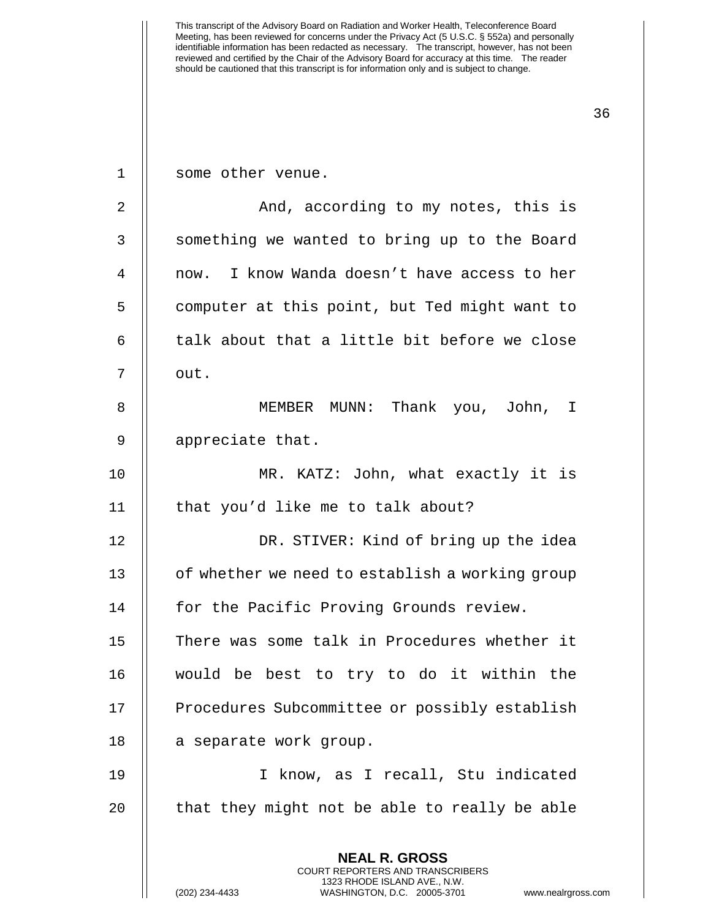some other venue.

And, according to my notes, this is something we wanted to bring up to the Board now. I know Wanda doesn't have access to her computer at this point, but Ted might want to talk about that a little bit before we close out.

MEMBER MUNN: Thank you, John, I appreciate that.

MR. KATZ: John, what exactly it is that you'd like me to talk about?

DR. STIVER: Kind of bring up the idea of whether we need to establish a working group for the Pacific Proving Grounds review. There was some talk in Procedures whether it would be best to try to do it within the Procedures Subcommittee or possibly establish a separate work group.

I know, as I recall, Stu indicated that they might not be able to really be able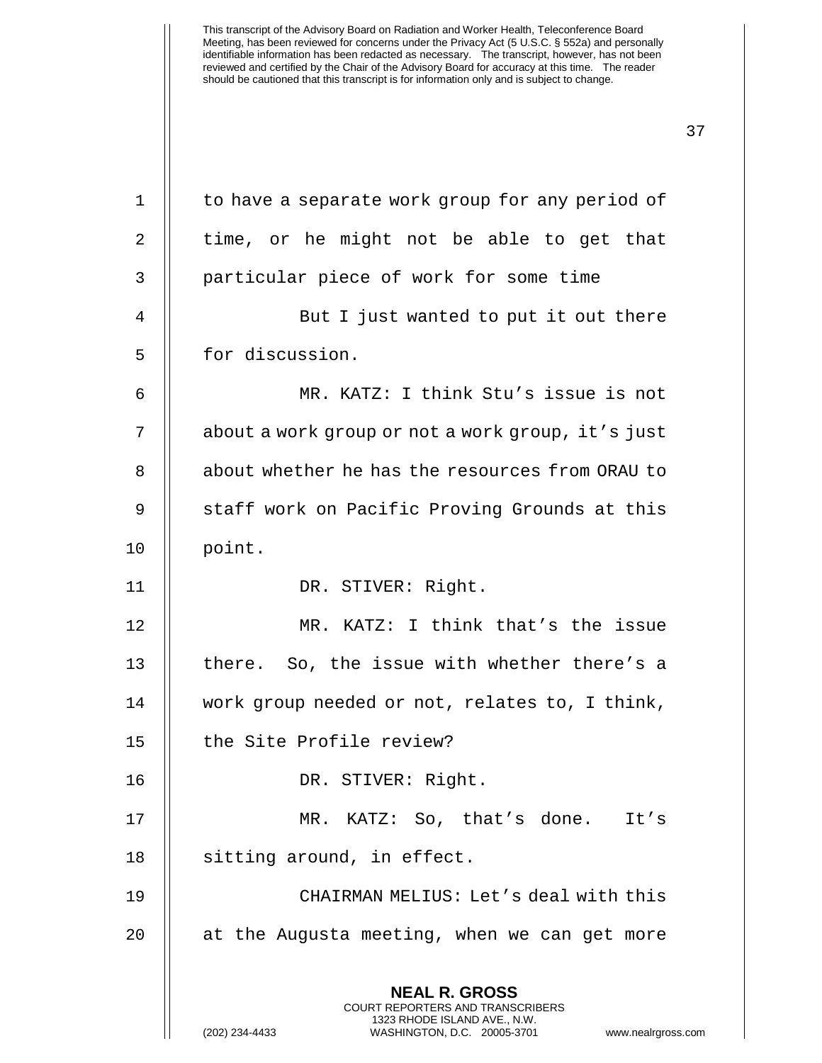to have a separate work group for any period of time, or he might not be able to get that particular piece of work for some time

But I just wanted to put it out there for discussion.

MR. KATZ: I think Stu's issue is not about a work group or not a work group, it's just about whether he has the resources from ORAU to staff work on Pacific Proving Grounds at this point.

DR. STIVER: Right.

MR. KATZ: I think that's the issue there. So, the issue with whether there's a work group needed or not, relates to, I think, the Site Profile review?

DR. STIVER: Right.

MR. KATZ: So, that's done. It's sitting around, in effect.

CHAIRMAN MELIUS: Let's deal with this at the Augusta meeting, when we can get more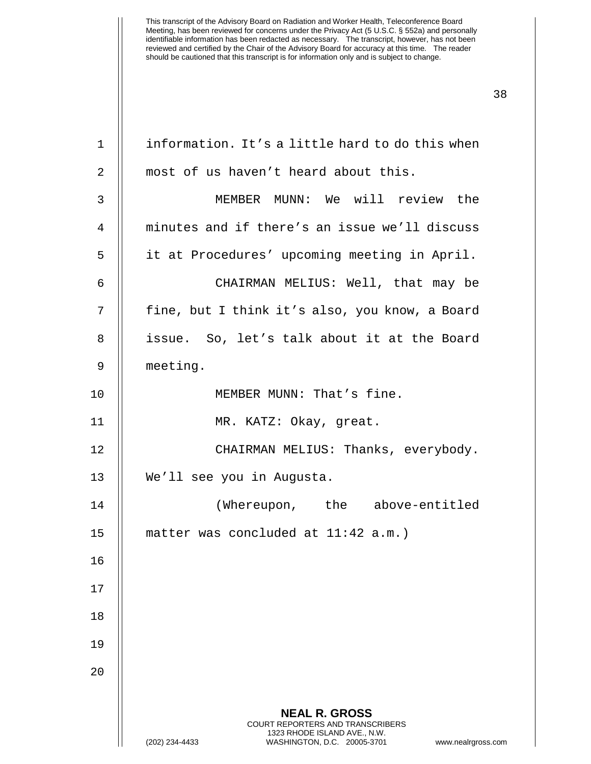information. It's a little hard to do this when most of us haven't heard about this.

MEMBER MUNN: We will review the minutes and if there's an issue we'll discuss it at Procedures' upcoming meeting in April.

CHAIRMAN MELIUS: Well, that may be fine, but I think it's also, you know, a Board issue. So, let's talk about it at the Board meeting.

MEMBER MUNN: That's fine.

MR. KATZ: Okay, great.

CHAIRMAN MELIUS: Thanks, everybody. We'll see you in Augusta.

(Whereupon, the above-entitled matter was concluded at 11:42 a.m.)